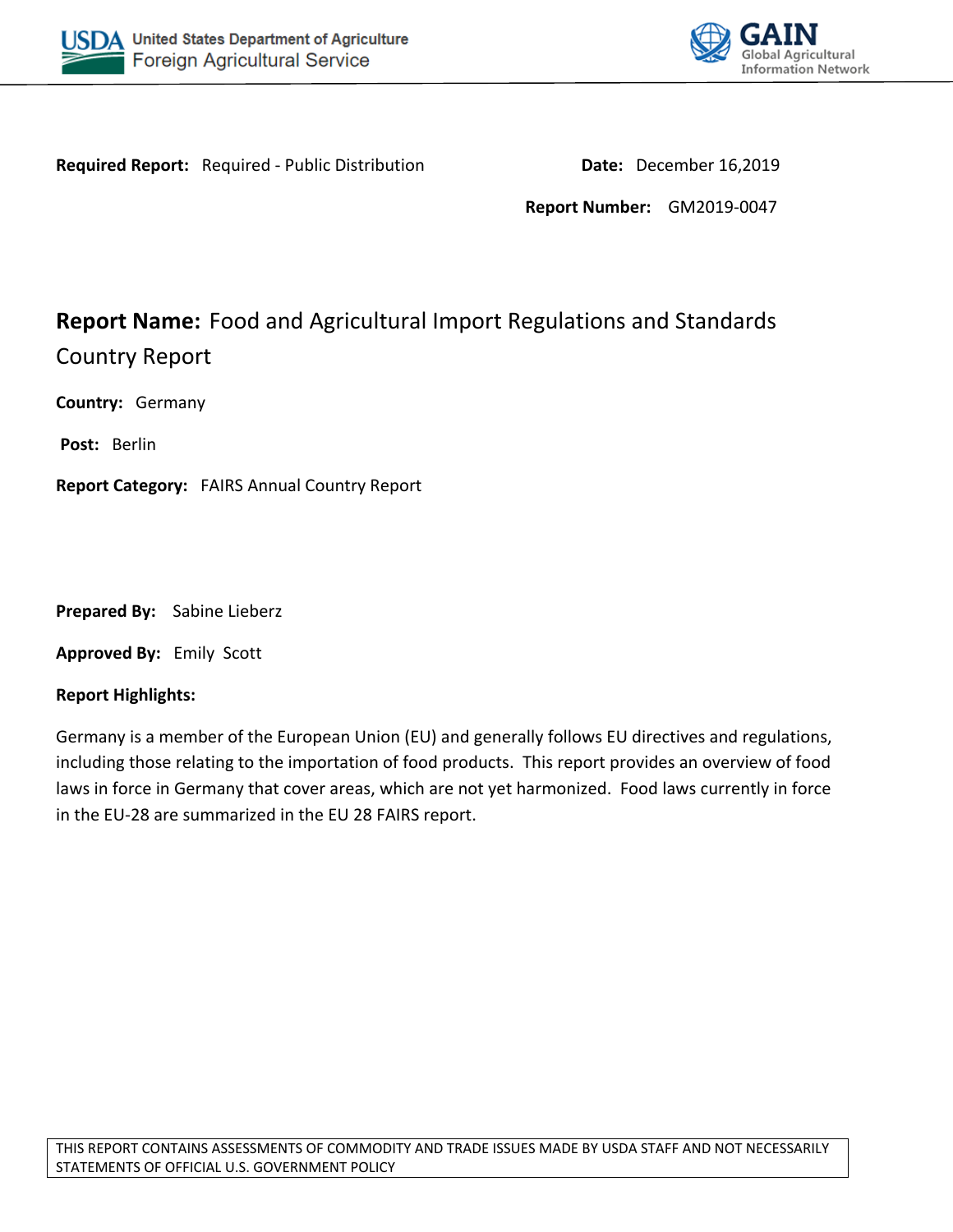**Required Report:** Required - Public Distribution

**Date:** December 16,2019

**Report Number:** GM2019-0047

# **Report Name:** Food and Agricultural Import Regulations and Standards Country Report

**Country:** Germany

**Post:** Berlin

**Report Category:** FAIRS Annual Country Report

**Prepared By:** Sabine Lieberz

**Approved By:** Emily Scott

**Report Highlights:**

Germany is a member of the European Union (EU) and generally follows EU directives and regulations, including those relating to the importation of food products. This report provides an overview of food laws in force in Germany that cover areas, which are not yet harmonized. Food laws currently in force in the EU-28 are summarized in the EU 28 FAIRS report.

THIS REPORT CONTAINS ASSESSMENTS OF COMMODITY AND TRADE ISSUES MADE BY USDA STAFF AND NOT NECESSARILY STATEMENTS OF OFFICIAL U.S. GOVERNMENT POLICY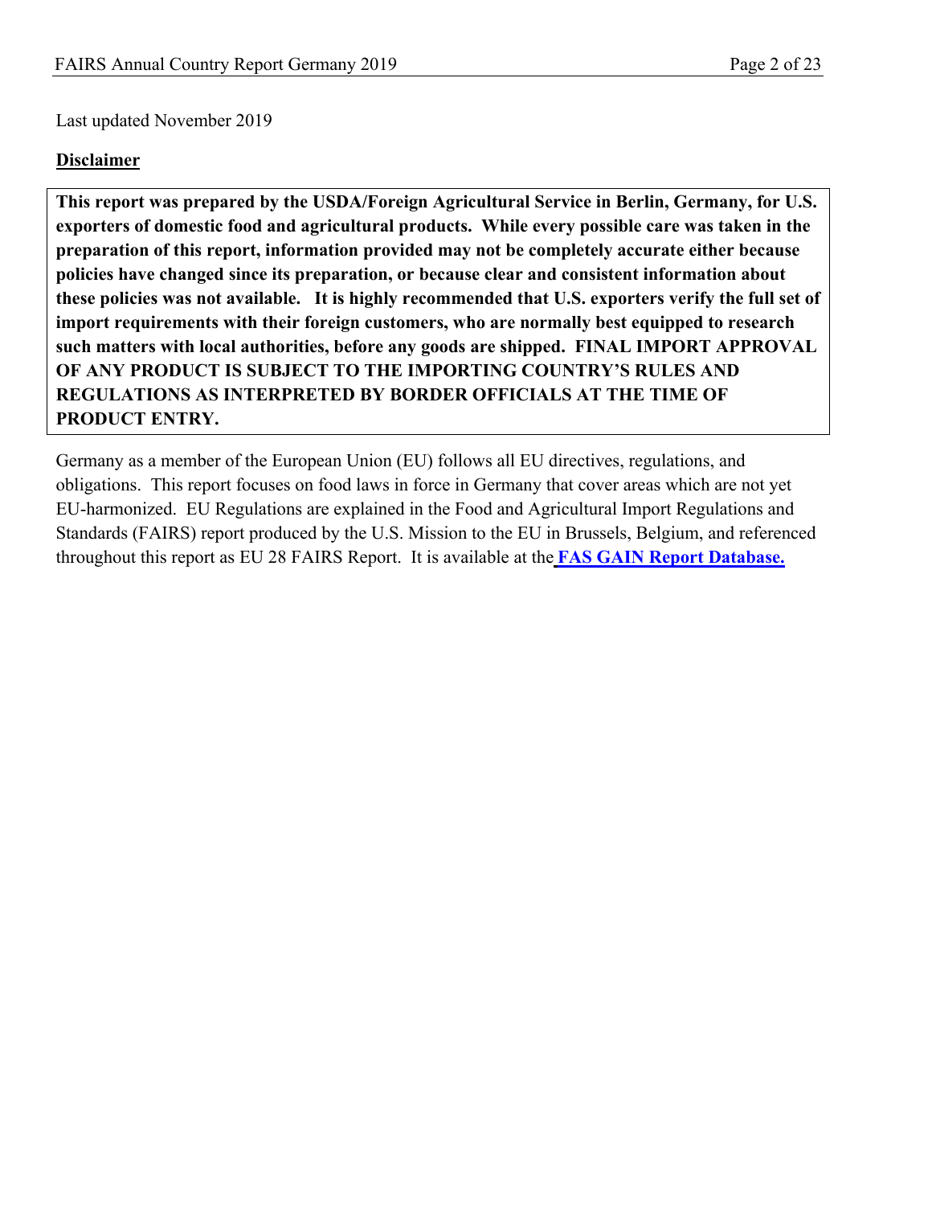Last updated November 2019

**Disclaimer**

**This report was prepared by the USDA/Foreign Agricultural Service in Berlin, Germany, for U.S. exporters of domestic food and agricultural products. While every possible care was taken in the preparation of this report, information provided may not be completely accurate either because policies have changed since its preparation, or because clear and consistent information about these policies was not available. It is highly recommended that U.S. exporters verify the full set of import requirements with their foreign customers, who are normally best equipped to research such matters with local authorities, before any goods are shipped. FINAL IMPORT APPROVAL OF ANY PRODUCT IS SUBJECT TO THE IMPORTING COUNTRY'S RULES AND REGULATIONS AS INTERPRETED BY BORDER OFFICIALS AT THE TIME OF PRODUCT ENTRY.**

Germany as a member of the European Union (EU) follows all EU directives, regulations, and obligations. This report focuses on food laws in force in Germany that cover areas which are not yet EU-harmonized. EU Regulations are explained in the Food and Agricultural Import Regulations and Standards (FAIRS) report produced by the U.S. Mission to the EU in Brussels, Belgium, and referenced throughout this report as EU 28 FAIRS Report. It is available at the **FAS GAIN Report Database.**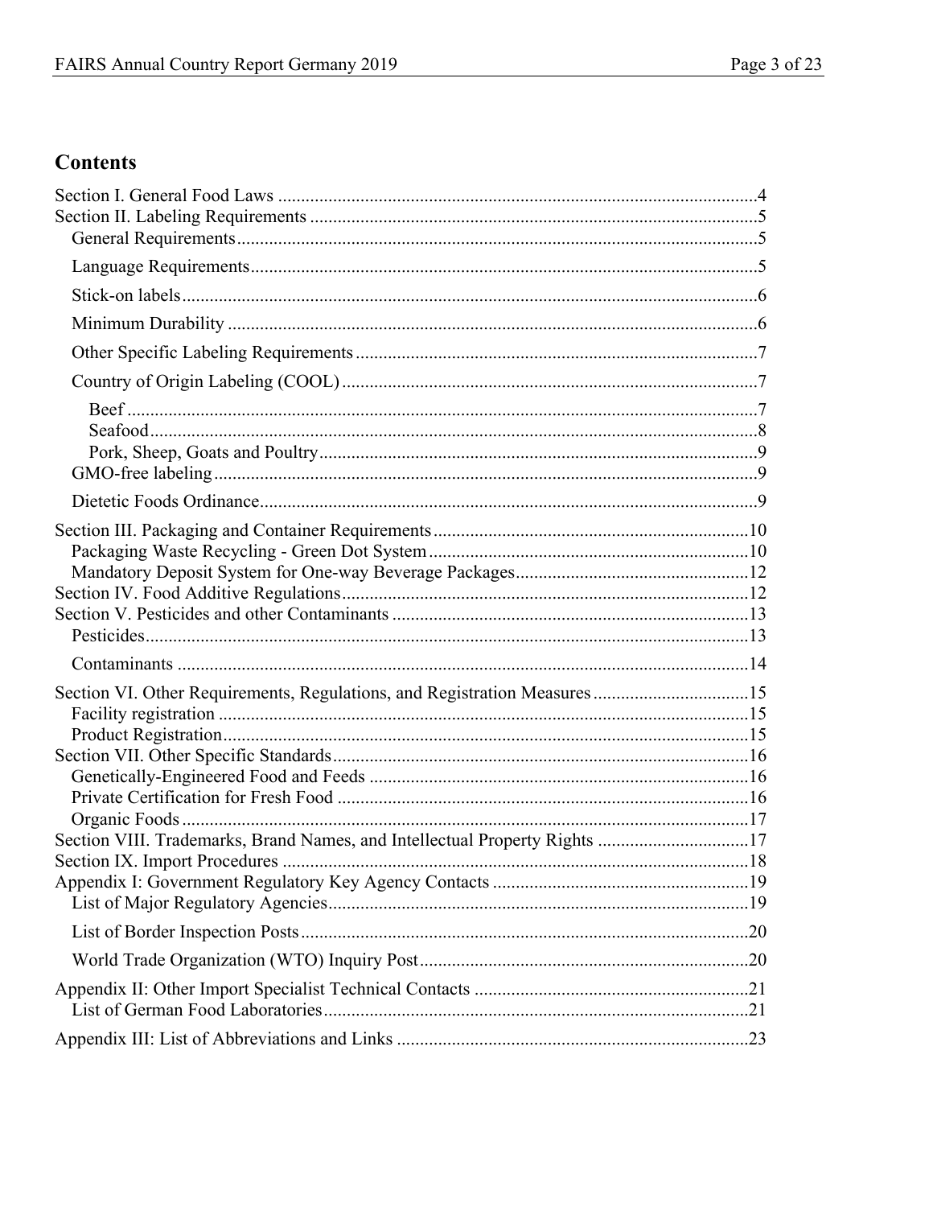## Contents

- Section I. General Food Laws ........ 4
- Section II. Labeling Requirements ........ 5
  - General Requirements ........ 5
  - Language Requirements ........ 5
  - Stick-on labels ........ 6
  - Minimum Durability ........ 6
  - Other Specific Labeling Requirements ........ 7
  - Country of Origin Labeling (COOL) ........ 7
    - Beef ........ 7
    - Seafood ........ 8
    - Pork, Sheep, Goats and Poultry ........ 9
  - GMO-free labeling ........ 9
  - Dietetic Foods Ordinance ........ 9
- Section III. Packaging and Container Requirements ........ 10
  - Packaging Waste Recycling - Green Dot System ........ 10
  - Mandatory Deposit System for One-way Beverage Packages ........ 12
- Section IV. Food Additive Regulations ........ 12
- Section V. Pesticides and other Contaminants ........ 13
  - Pesticides ........ 13
  - Contaminants ........ 14
- Section VI. Other Requirements, Regulations, and Registration Measures ........ 15
  - Facility registration ........ 15
  - Product Registration ........ 15
- Section VII. Other Specific Standards ........ 16
  - Genetically-Engineered Food and Feeds ........ 16
  - Private Certification for Fresh Food ........ 16
  - Organic Foods ........ 17
- Section VIII. Trademarks, Brand Names, and Intellectual Property Rights ........ 17
- Section IX. Import Procedures ........ 18
- Appendix I: Government Regulatory Key Agency Contacts ........ 19
  - List of Major Regulatory Agencies ........ 19
  - List of Border Inspection Posts ........ 20
  - World Trade Organization (WTO) Inquiry Post ........ 20
- Appendix II: Other Import Specialist Technical Contacts ........ 21
  - List of German Food Laboratories ........ 21
- Appendix III: List of Abbreviations and Links ........ 23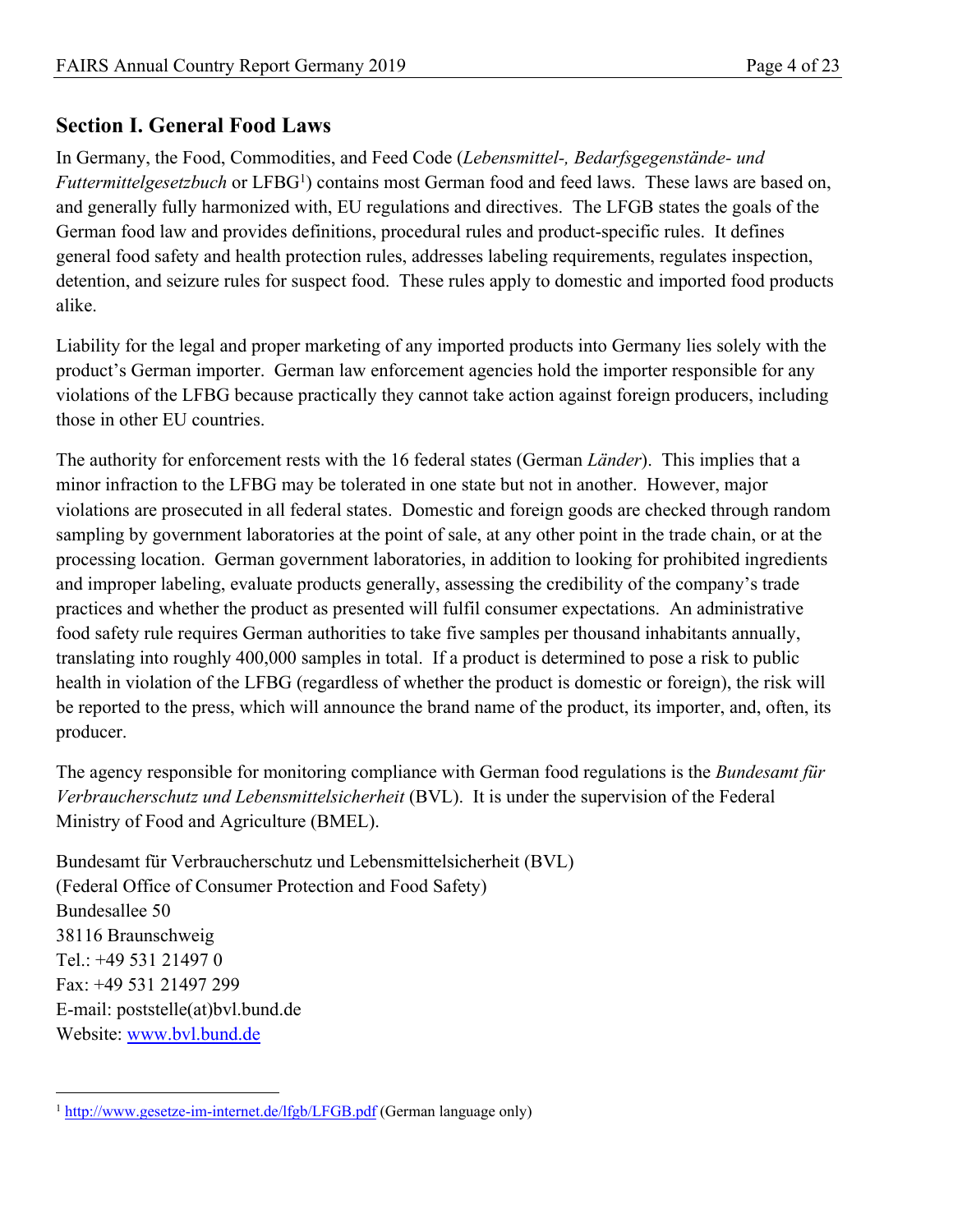## Section I. General Food Laws

In Germany, the Food, Commodities, and Feed Code (*Lebensmittel-, Bedarfsgegenstände- und Futtermittelgesetzbuch* or LFBG[1]) contains most German food and feed laws. These laws are based on, and generally fully harmonized with, EU regulations and directives. The LFGB states the goals of the German food law and provides definitions, procedural rules and product-specific rules. It defines general food safety and health protection rules, addresses labeling requirements, regulates inspection, detention, and seizure rules for suspect food. These rules apply to domestic and imported food products alike.

Liability for the legal and proper marketing of any imported products into Germany lies solely with the product's German importer. German law enforcement agencies hold the importer responsible for any violations of the LFBG because practically they cannot take action against foreign producers, including those in other EU countries.

The authority for enforcement rests with the 16 federal states (German *Länder*). This implies that a minor infraction to the LFBG may be tolerated in one state but not in another. However, major violations are prosecuted in all federal states. Domestic and foreign goods are checked through random sampling by government laboratories at the point of sale, at any other point in the trade chain, or at the processing location. German government laboratories, in addition to looking for prohibited ingredients and improper labeling, evaluate products generally, assessing the credibility of the company's trade practices and whether the product as presented will fulfil consumer expectations. An administrative food safety rule requires German authorities to take five samples per thousand inhabitants annually, translating into roughly 400,000 samples in total. If a product is determined to pose a risk to public health in violation of the LFBG (regardless of whether the product is domestic or foreign), the risk will be reported to the press, which will announce the brand name of the product, its importer, and, often, its producer.

The agency responsible for monitoring compliance with German food regulations is the *Bundesamt für Verbraucherschutz und Lebensmittelsicherheit* (BVL). It is under the supervision of the Federal Ministry of Food and Agriculture (BMEL).

Bundesamt für Verbraucherschutz und Lebensmittelsicherheit (BVL)
(Federal Office of Consumer Protection and Food Safety)
Bundesallee 50
38116 Braunschweig
Tel.: +49 531 21497 0
Fax: +49 531 21497 299
E-mail: poststelle(at)bvl.bund.de
Website: [www.bvl.bund.de](www.bvl.bund.de)

---

[1] http://www.gesetze-im-internet.de/lfgb/LFGB.pdf (German language only)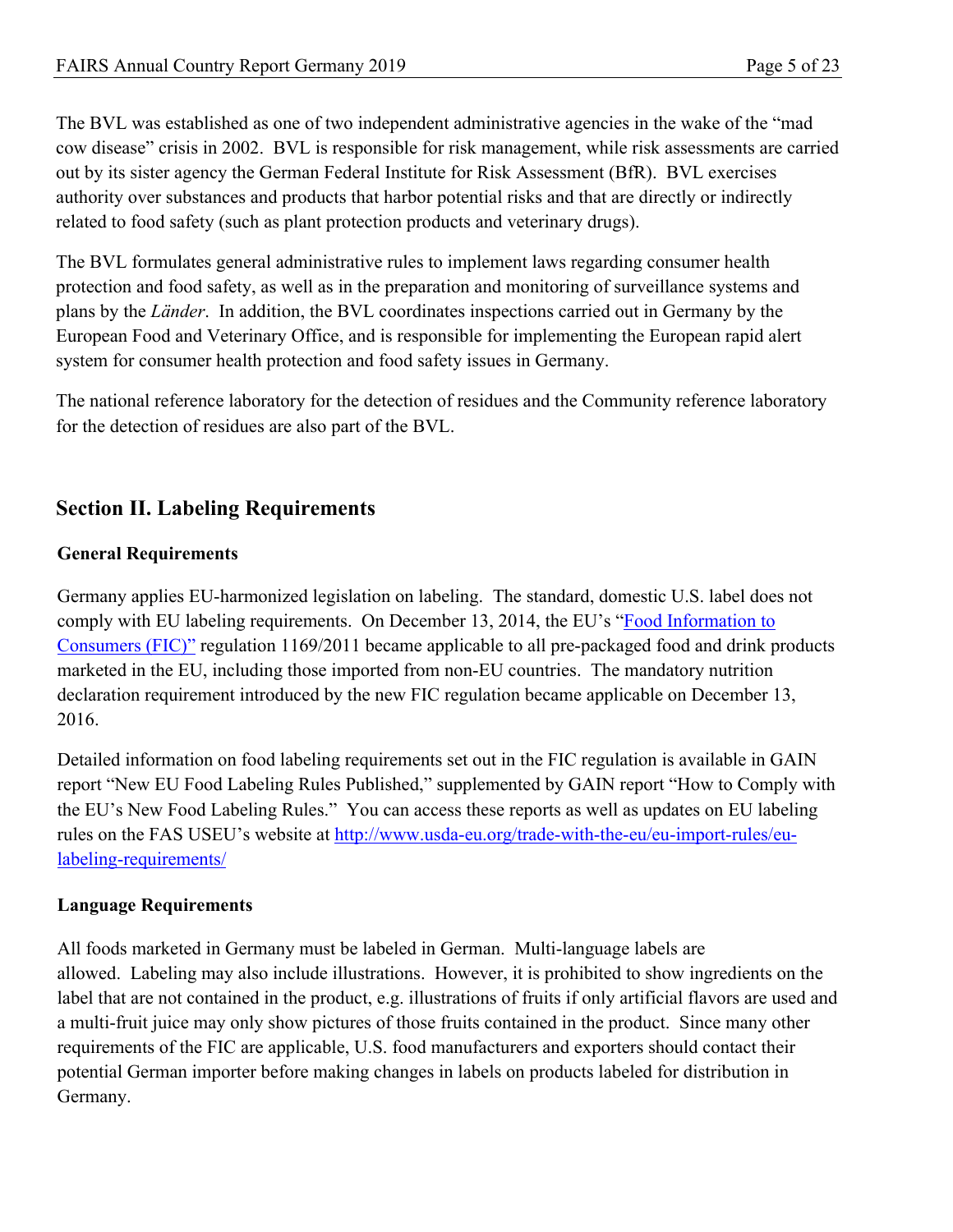The BVL was established as one of two independent administrative agencies in the wake of the "mad cow disease" crisis in 2002. BVL is responsible for risk management, while risk assessments are carried out by its sister agency the German Federal Institute for Risk Assessment (BfR). BVL exercises authority over substances and products that harbor potential risks and that are directly or indirectly related to food safety (such as plant protection products and veterinary drugs).

The BVL formulates general administrative rules to implement laws regarding consumer health protection and food safety, as well as in the preparation and monitoring of surveillance systems and plans by the *Länder*. In addition, the BVL coordinates inspections carried out in Germany by the European Food and Veterinary Office, and is responsible for implementing the European rapid alert system for consumer health protection and food safety issues in Germany.

The national reference laboratory for the detection of residues and the Community reference laboratory for the detection of residues are also part of the BVL.

## Section II. Labeling Requirements

### General Requirements

Germany applies EU-harmonized legislation on labeling. The standard, domestic U.S. label does not comply with EU labeling requirements. On December 13, 2014, the EU's "Food Information to Consumers (FIC)" regulation 1169/2011 became applicable to all pre-packaged food and drink products marketed in the EU, including those imported from non-EU countries. The mandatory nutrition declaration requirement introduced by the new FIC regulation became applicable on December 13, 2016.

Detailed information on food labeling requirements set out in the FIC regulation is available in GAIN report "New EU Food Labeling Rules Published," supplemented by GAIN report "How to Comply with the EU's New Food Labeling Rules." You can access these reports as well as updates on EU labeling rules on the FAS USEU's website at http://www.usda-eu.org/trade-with-the-eu/eu-import-rules/eu-labeling-requirements/

### Language Requirements

All foods marketed in Germany must be labeled in German. Multi-language labels are allowed. Labeling may also include illustrations. However, it is prohibited to show ingredients on the label that are not contained in the product, e.g. illustrations of fruits if only artificial flavors are used and a multi-fruit juice may only show pictures of those fruits contained in the product. Since many other requirements of the FIC are applicable, U.S. food manufacturers and exporters should contact their potential German importer before making changes in labels on products labeled for distribution in Germany.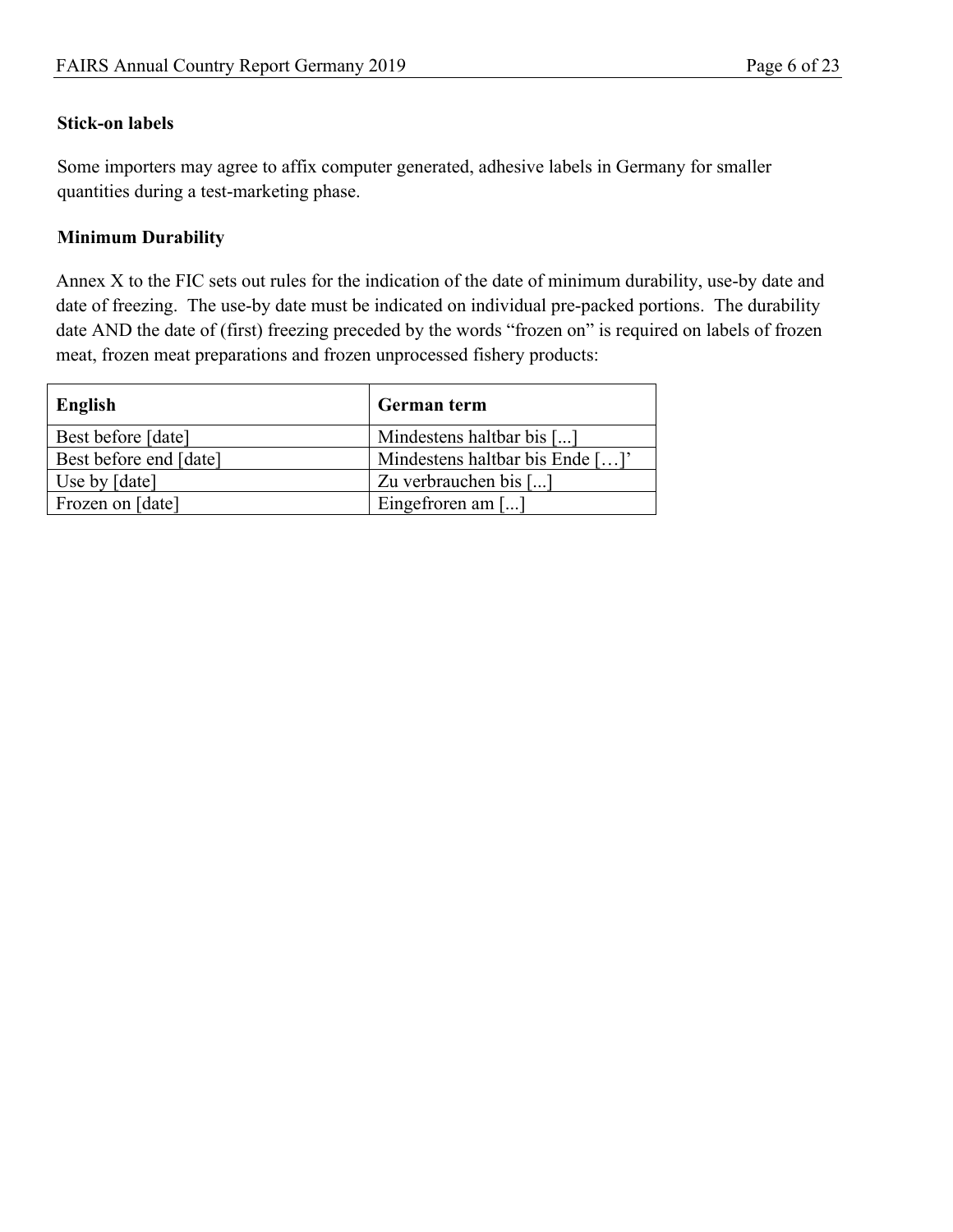**Stick-on labels**

Some importers may agree to affix computer generated, adhesive labels in Germany for smaller quantities during a test-marketing phase.

**Minimum Durability**

Annex X to the FIC sets out rules for the indication of the date of minimum durability, use-by date and date of freezing. The use-by date must be indicated on individual pre-packed portions. The durability date AND the date of (first) freezing preceded by the words "frozen on" is required on labels of frozen meat, frozen meat preparations and frozen unprocessed fishery products:

| English | German term |
| --- | --- |
| Best before [date] | Mindestens haltbar bis [...] |
| Best before end [date] | Mindestens haltbar bis Ende […]' |
| Use by [date] | Zu verbrauchen bis [...] |
| Frozen on [date] | Eingefroren am [...] |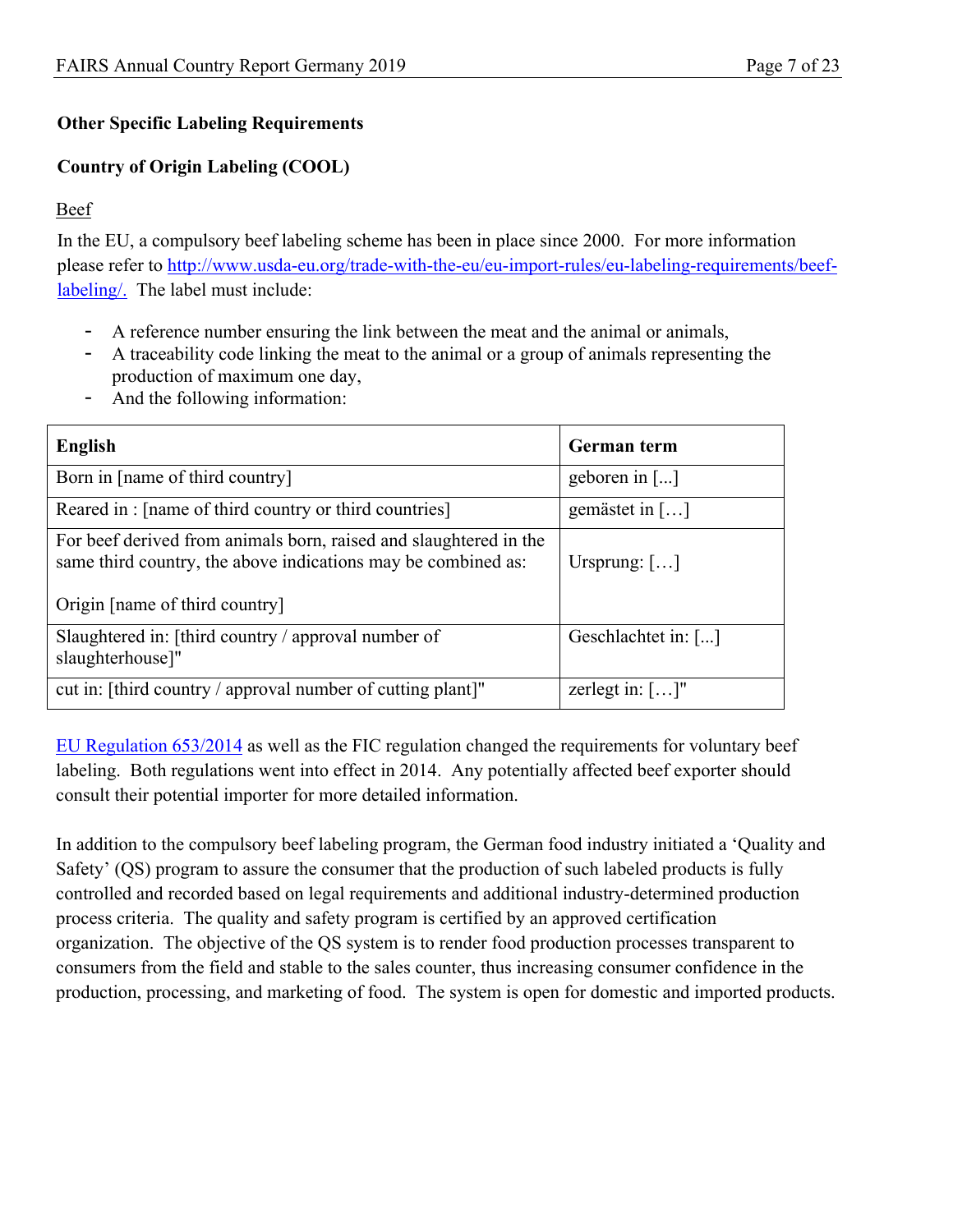**Other Specific Labeling Requirements**

**Country of Origin Labeling (COOL)**

Beef

In the EU, a compulsory beef labeling scheme has been in place since 2000. For more information please refer to [http://www.usda-eu.org/trade-with-the-eu/eu-import-rules/eu-labeling-requirements/beef-labeling/.](http://www.usda-eu.org/trade-with-the-eu/eu-import-rules/eu-labeling-requirements/beef-labeling/) The label must include:

- A reference number ensuring the link between the meat and the animal or animals,
- A traceability code linking the meat to the animal or a group of animals representing the production of maximum one day,
- And the following information:

| English | German term |
|---|---|
| Born in [name of third country] | geboren in [...] |
| Reared in : [name of third country or third countries] | gemästet in […] |
| For beef derived from animals born, raised and slaughtered in the same third country, the above indications may be combined as:<br><br>Origin [name of third country] | Ursprung: […] |
| Slaughtered in: [third country / approval number of slaughterhouse]" | Geschlachtet in: [...] |
| cut in: [third country / approval number of cutting plant]" | zerlegt in: […]" |

[EU Regulation 653/2014](EU Regulation 653/2014) as well as the FIC regulation changed the requirements for voluntary beef labeling. Both regulations went into effect in 2014. Any potentially affected beef exporter should consult their potential importer for more detailed information.

In addition to the compulsory beef labeling program, the German food industry initiated a 'Quality and Safety' (QS) program to assure the consumer that the production of such labeled products is fully controlled and recorded based on legal requirements and additional industry-determined production process criteria. The quality and safety program is certified by an approved certification organization. The objective of the QS system is to render food production processes transparent to consumers from the field and stable to the sales counter, thus increasing consumer confidence in the production, processing, and marketing of food. The system is open for domestic and imported products.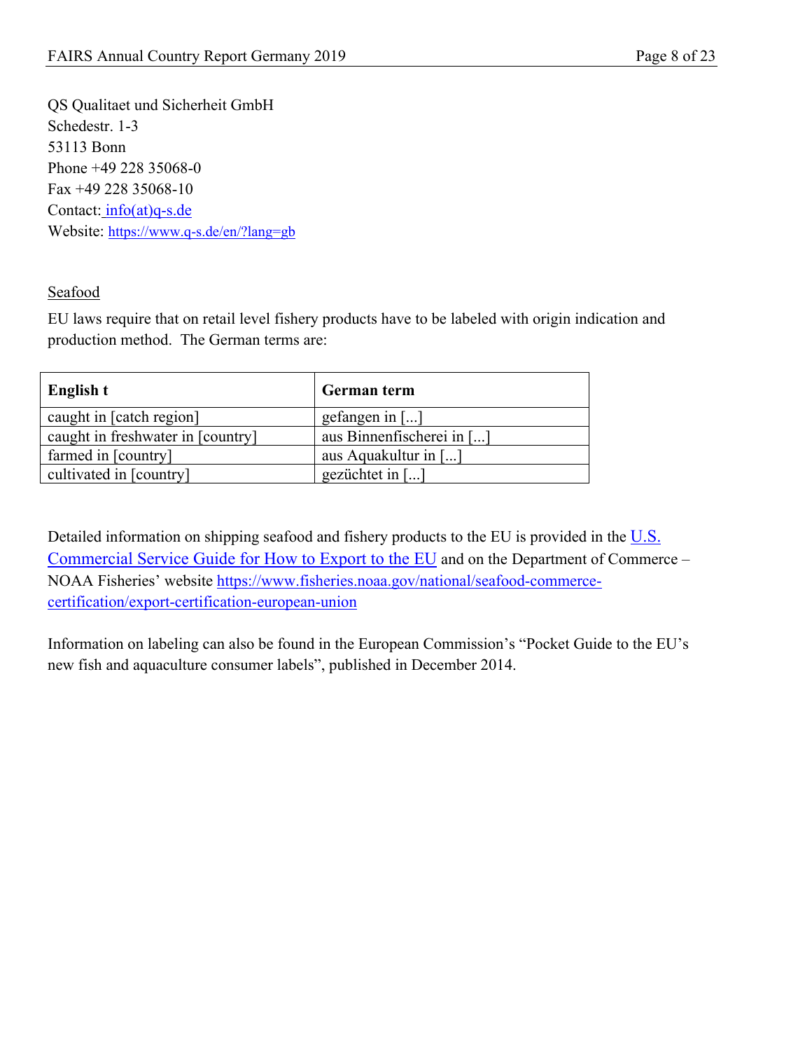QS Qualitaet und Sicherheit GmbH
Schedestr. 1-3
53113 Bonn
Phone +49 228 35068-0
Fax +49 228 35068-10
Contact: [info(at)q-s.de](mailto:info@q-s.de)
Website: [https://www.q-s.de/en/?lang=gb](https://www.q-s.de/en/?lang=gb)

Seafood

EU laws require that on retail level fishery products have to be labeled with origin indication and production method. The German terms are:

| English t | German term |
|---|---|
| caught in [catch region] | gefangen in [...] |
| caught in freshwater in [country] | aus Binnenfischerei in [...] |
| farmed in [country] | aus Aquakultur in [...] |
| cultivated in [country] | gezüchtet in [...] |

Detailed information on shipping seafood and fishery products to the EU is provided in the [U.S. Commercial Service Guide for How to Export to the EU]() and on the Department of Commerce – NOAA Fisheries' website [https://www.fisheries.noaa.gov/national/seafood-commerce-certification/export-certification-european-union](https://www.fisheries.noaa.gov/national/seafood-commerce-certification/export-certification-european-union)

Information on labeling can also be found in the European Commission's "Pocket Guide to the EU's new fish and aquaculture consumer labels", published in December 2014.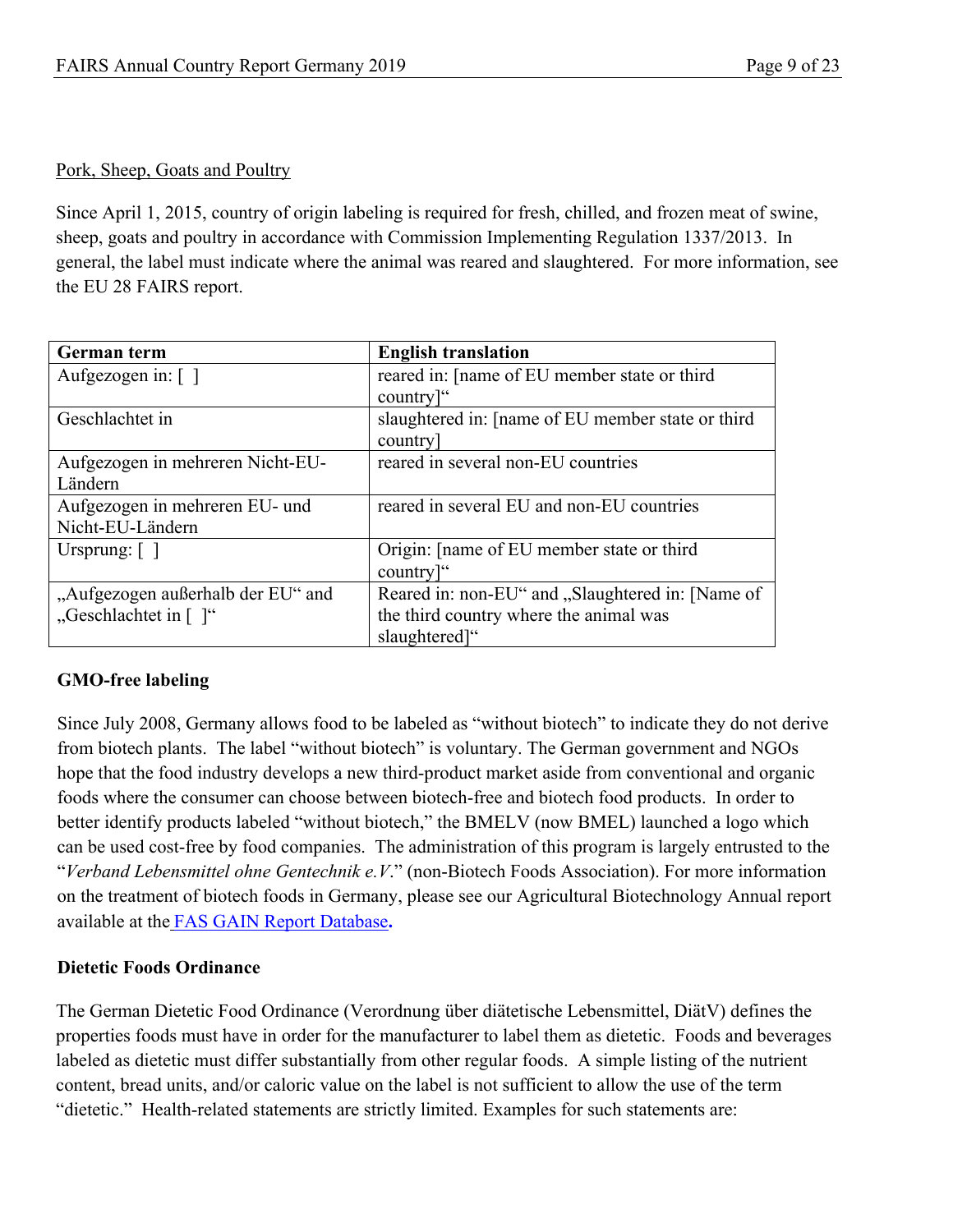Pork, Sheep, Goats and Poultry

Since April 1, 2015, country of origin labeling is required for fresh, chilled, and frozen meat of swine, sheep, goats and poultry in accordance with Commission Implementing Regulation 1337/2013. In general, the label must indicate where the animal was reared and slaughtered. For more information, see the EU 28 FAIRS report.

| German term | English translation |
| --- | --- |
| Aufgezogen in: [ ] | reared in: [name of EU member state or third country]“ |
| Geschlachtet in | slaughtered in: [name of EU member state or third country] |
| Aufgezogen in mehreren Nicht-EU-Ländern | reared in several non-EU countries |
| Aufgezogen in mehreren EU- und Nicht-EU-Ländern | reared in several EU and non-EU countries |
| Ursprung: [ ] | Origin: [name of EU member state or third country]“ |
| „Aufgezogen außerhalb der EU“ and „Geschlachtet in [ ]“ | Reared in: non-EU“ and „Slaughtered in: [Name of the third country where the animal was slaughtered]“ |

**GMO-free labeling**

Since July 2008, Germany allows food to be labeled as “without biotech” to indicate they do not derive from biotech plants. The label “without biotech” is voluntary. The German government and NGOs hope that the food industry develops a new third-product market aside from conventional and organic foods where the consumer can choose between biotech-free and biotech food products. In order to better identify products labeled “without biotech,” the BMELV (now BMEL) launched a logo which can be used cost-free by food companies. The administration of this program is largely entrusted to the “*Verband Lebensmittel ohne Gentechnik e.V*.” (non-Biotech Foods Association). For more information on the treatment of biotech foods in Germany, please see our Agricultural Biotechnology Annual report available at the FAS GAIN Report Database**.**

**Dietetic Foods Ordinance**

The German Dietetic Food Ordinance (Verordnung über diätetische Lebensmittel, DiätV) defines the properties foods must have in order for the manufacturer to label them as dietetic. Foods and beverages labeled as dietetic must differ substantially from other regular foods. A simple listing of the nutrient content, bread units, and/or caloric value on the label is not sufficient to allow the use of the term “dietetic.” Health-related statements are strictly limited. Examples for such statements are: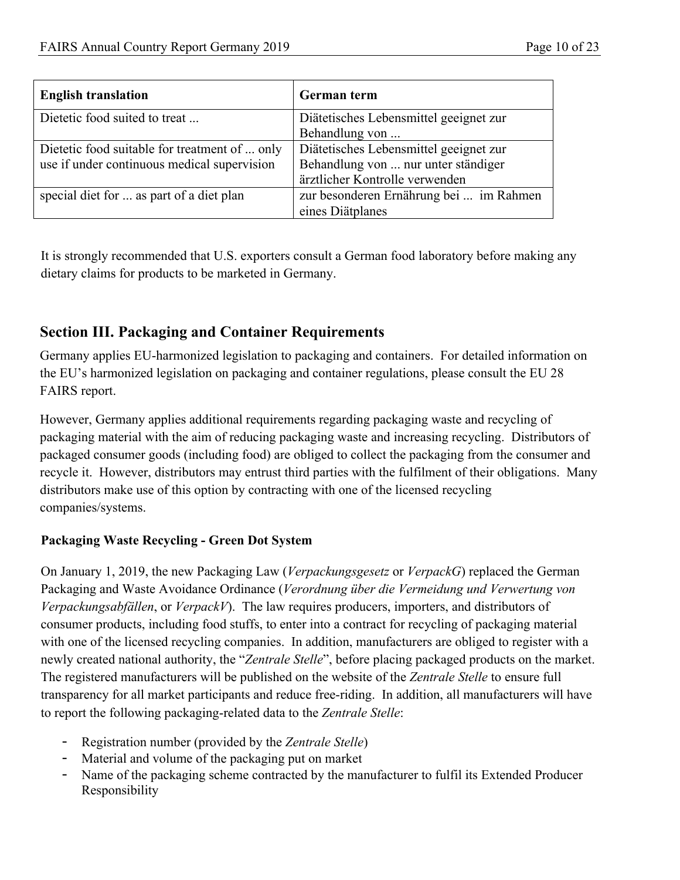| English translation | German term |
| --- | --- |
| Dietetic food suited to treat ... | Diätetisches Lebensmittel geeignet zur Behandlung von ... |
| Dietetic food suitable for treatment of ... only use if under continuous medical supervision | Diätetisches Lebensmittel geeignet zur Behandlung von ... nur unter ständiger ärztlicher Kontrolle verwenden |
| special diet for ... as part of a diet plan | zur besonderen Ernährung bei ... im Rahmen eines Diätplanes |

It is strongly recommended that U.S. exporters consult a German food laboratory before making any dietary claims for products to be marketed in Germany.

## Section III. Packaging and Container Requirements

Germany applies EU-harmonized legislation to packaging and containers. For detailed information on the EU's harmonized legislation on packaging and container regulations, please consult the EU 28 FAIRS report.

However, Germany applies additional requirements regarding packaging waste and recycling of packaging material with the aim of reducing packaging waste and increasing recycling. Distributors of packaged consumer goods (including food) are obliged to collect the packaging from the consumer and recycle it. However, distributors may entrust third parties with the fulfilment of their obligations. Many distributors make use of this option by contracting with one of the licensed recycling companies/systems.

### Packaging Waste Recycling - Green Dot System

On January 1, 2019, the new Packaging Law (*Verpackungsgesetz* or *VerpackG*) replaced the German Packaging and Waste Avoidance Ordinance (*Verordnung über die Vermeidung und Verwertung von Verpackungsabfällen*, or *VerpackV*). The law requires producers, importers, and distributors of consumer products, including food stuffs, to enter into a contract for recycling of packaging material with one of the licensed recycling companies. In addition, manufacturers are obliged to register with a newly created national authority, the "*Zentrale Stelle*", before placing packaged products on the market. The registered manufacturers will be published on the website of the *Zentrale Stelle* to ensure full transparency for all market participants and reduce free-riding. In addition, all manufacturers will have to report the following packaging-related data to the *Zentrale Stelle*:

- Registration number (provided by the *Zentrale Stelle*)
- Material and volume of the packaging put on market
- Name of the packaging scheme contracted by the manufacturer to fulfil its Extended Producer Responsibility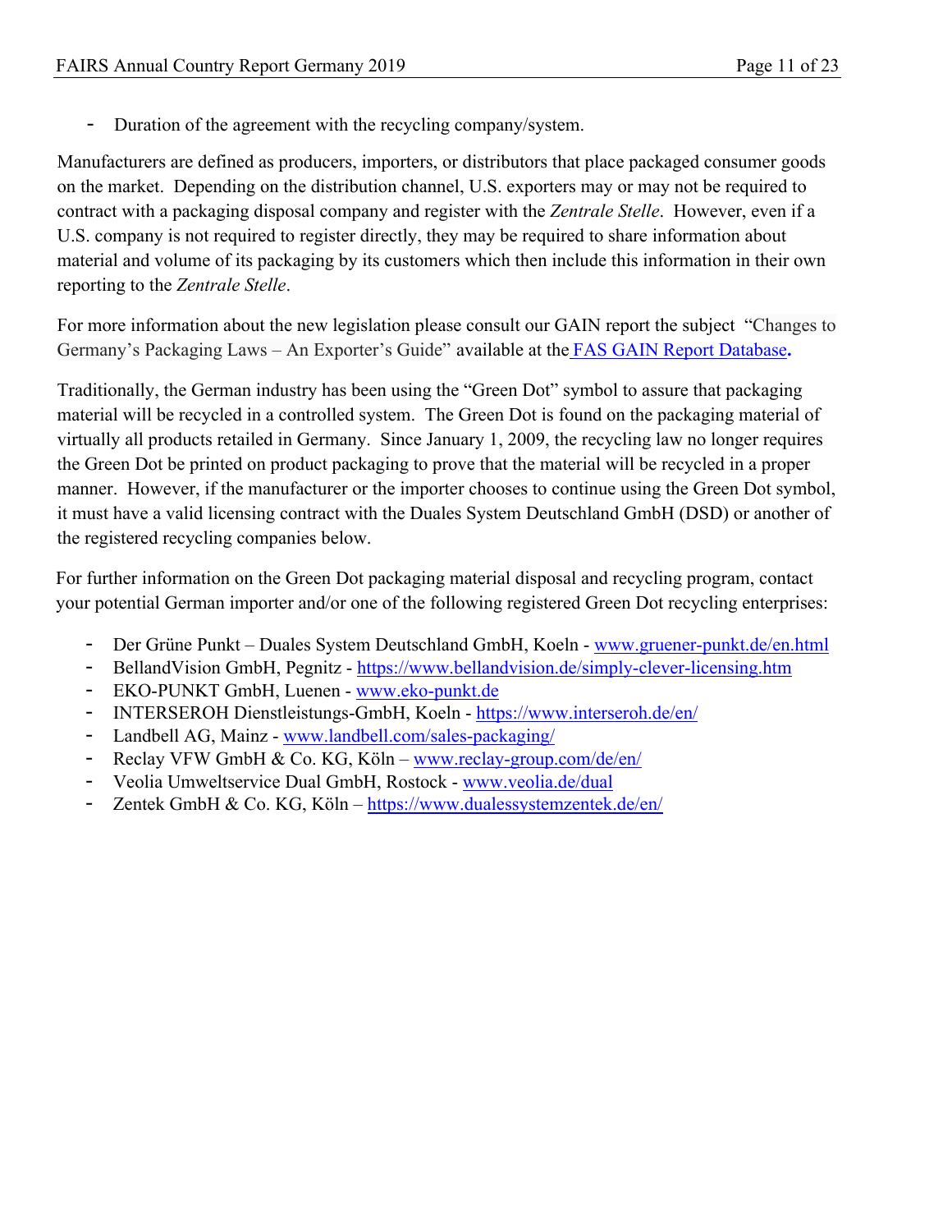- Duration of the agreement with the recycling company/system.

Manufacturers are defined as producers, importers, or distributors that place packaged consumer goods on the market. Depending on the distribution channel, U.S. exporters may or may not be required to contract with a packaging disposal company and register with the *Zentrale Stelle*. However, even if a U.S. company is not required to register directly, they may be required to share information about material and volume of its packaging by its customers which then include this information in their own reporting to the *Zentrale Stelle*.

For more information about the new legislation please consult our GAIN report the subject "Changes to Germany's Packaging Laws – An Exporter's Guide" available at the [FAS GAIN Report Database](FAS GAIN Report Database)**.**

Traditionally, the German industry has been using the "Green Dot" symbol to assure that packaging material will be recycled in a controlled system. The Green Dot is found on the packaging material of virtually all products retailed in Germany. Since January 1, 2009, the recycling law no longer requires the Green Dot be printed on product packaging to prove that the material will be recycled in a proper manner. However, if the manufacturer or the importer chooses to continue using the Green Dot symbol, it must have a valid licensing contract with the Duales System Deutschland GmbH (DSD) or another of the registered recycling companies below.

For further information on the Green Dot packaging material disposal and recycling program, contact your potential German importer and/or one of the following registered Green Dot recycling enterprises:

- Der Grüne Punkt – Duales System Deutschland GmbH, Koeln - www.gruener-punkt.de/en.html
- BellandVision GmbH, Pegnitz - https://www.bellandvision.de/simply-clever-licensing.htm
- EKO-PUNKT GmbH, Luenen - www.eko-punkt.de
- INTERSEROH Dienstleistungs-GmbH, Koeln - https://www.interseroh.de/en/
- Landbell AG, Mainz - www.landbell.com/sales-packaging/
- Reclay VFW GmbH & Co. KG, Köln – www.reclay-group.com/de/en/
- Veolia Umweltservice Dual GmbH, Rostock - www.veolia.de/dual
- Zentek GmbH & Co. KG, Köln – https://www.dualessystemzentek.de/en/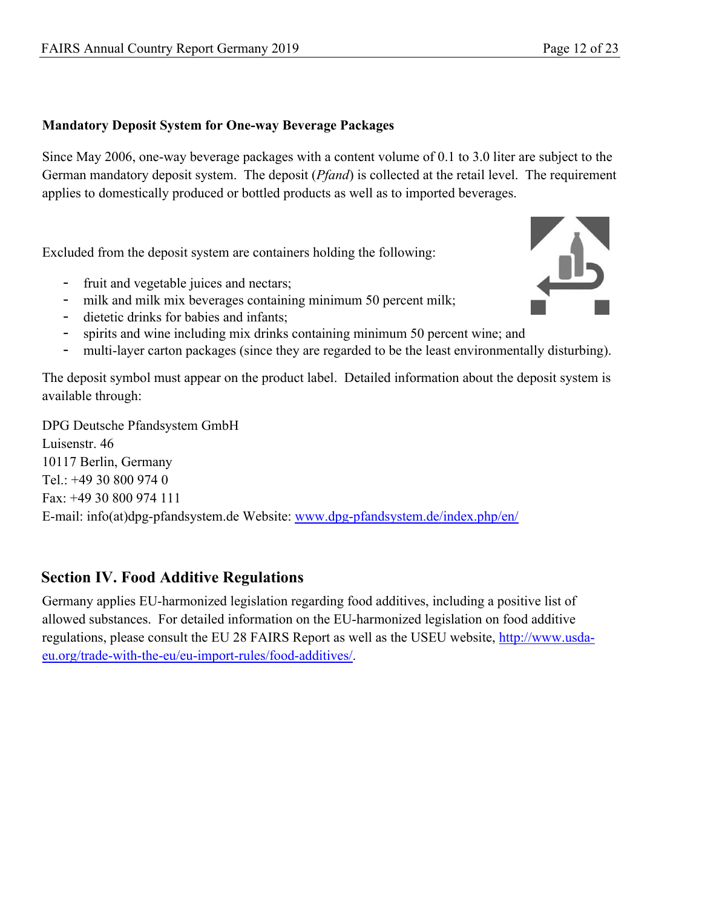### Mandatory Deposit System for One-way Beverage Packages

Since May 2006, one-way beverage packages with a content volume of 0.1 to 3.0 liter are subject to the German mandatory deposit system. The deposit (*Pfand*) is collected at the retail level. The requirement applies to domestically produced or bottled products as well as to imported beverages.

Excluded from the deposit system are containers holding the following:

- fruit and vegetable juices and nectars;
- milk and milk mix beverages containing minimum 50 percent milk;
- dietetic drinks for babies and infants;
- spirits and wine including mix drinks containing minimum 50 percent wine; and
- multi-layer carton packages (since they are regarded to be the least environmentally disturbing).

The deposit symbol must appear on the product label. Detailed information about the deposit system is available through:

DPG Deutsche Pfandsystem GmbH
Luisenstr. 46
10117 Berlin, Germany
Tel.: +49 30 800 974 0
Fax: +49 30 800 974 111
E-mail: info(at)dpg-pfandsystem.de Website: [www.dpg-pfandsystem.de/index.php/en/](http://www.dpg-pfandsystem.de/index.php/en/)

## Section IV. Food Additive Regulations

Germany applies EU-harmonized legislation regarding food additives, including a positive list of allowed substances. For detailed information on the EU-harmonized legislation on food additive regulations, please consult the EU 28 FAIRS Report as well as the USEU website, [http://www.usda-eu.org/trade-with-the-eu/eu-import-rules/food-additives/](http://www.usda-eu.org/trade-with-the-eu/eu-import-rules/food-additives/).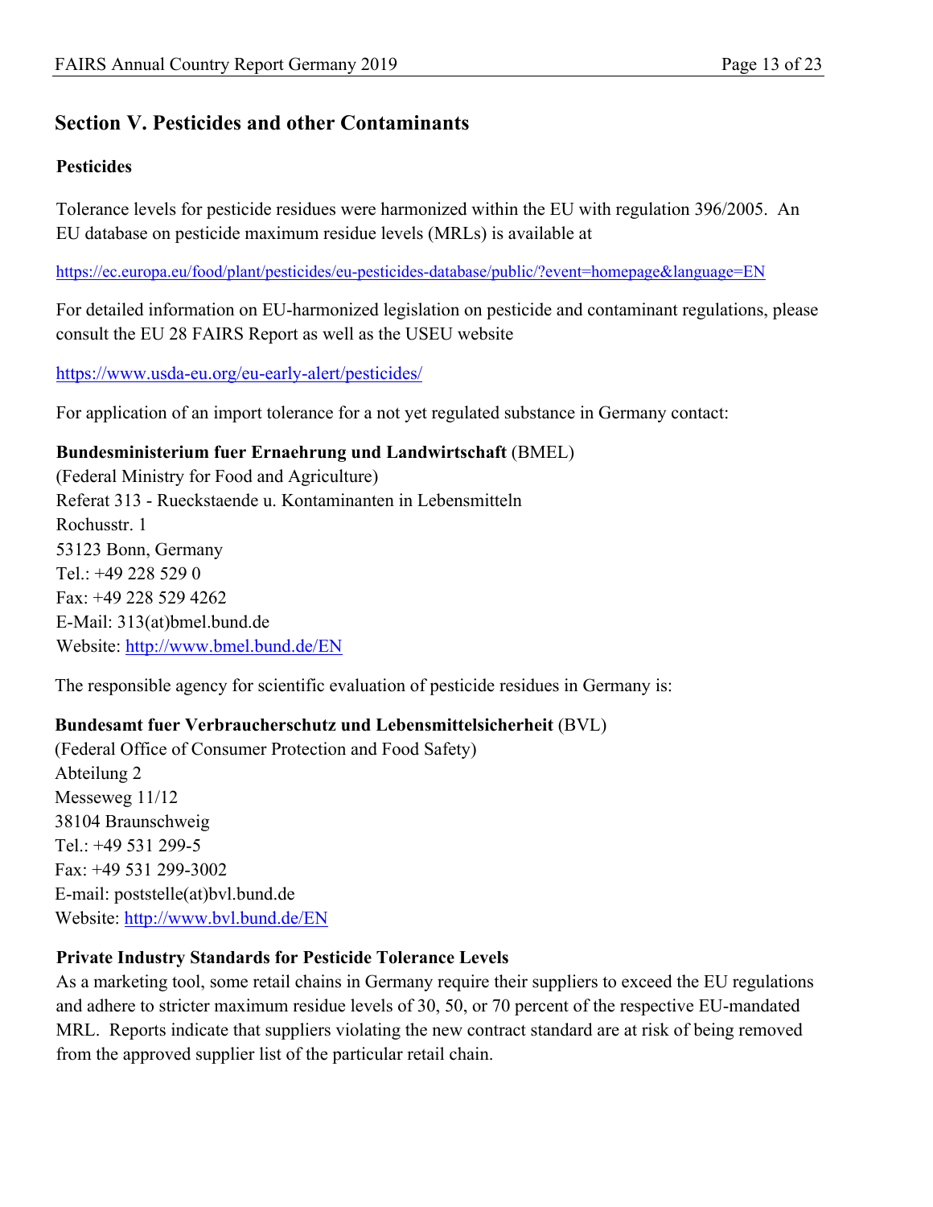## Section V. Pesticides and other Contaminants

### Pesticides

Tolerance levels for pesticide residues were harmonized within the EU with regulation 396/2005. An EU database on pesticide maximum residue levels (MRLs) is available at

https://ec.europa.eu/food/plant/pesticides/eu-pesticides-database/public/?event=homepage&language=EN

For detailed information on EU-harmonized legislation on pesticide and contaminant regulations, please consult the EU 28 FAIRS Report as well as the USEU website

https://www.usda-eu.org/eu-early-alert/pesticides/

For application of an import tolerance for a not yet regulated substance in Germany contact:

**Bundesministerium fuer Ernaehrung und Landwirtschaft** (BMEL)
(Federal Ministry for Food and Agriculture)
Referat 313 - Rueckstaende u. Kontaminanten in Lebensmitteln
Rochusstr. 1
53123 Bonn, Germany
Tel.: +49 228 529 0
Fax: +49 228 529 4262
E-Mail: 313(at)bmel.bund.de
Website: http://www.bmel.bund.de/EN

The responsible agency for scientific evaluation of pesticide residues in Germany is:

**Bundesamt fuer Verbraucherschutz und Lebensmittelsicherheit** (BVL)
(Federal Office of Consumer Protection and Food Safety)
Abteilung 2
Messeweg 11/12
38104 Braunschweig
Tel.: +49 531 299-5
Fax: +49 531 299-3002
E-mail: poststelle(at)bvl.bund.de
Website: http://www.bvl.bund.de/EN

### Private Industry Standards for Pesticide Tolerance Levels

As a marketing tool, some retail chains in Germany require their suppliers to exceed the EU regulations and adhere to stricter maximum residue levels of 30, 50, or 70 percent of the respective EU-mandated MRL. Reports indicate that suppliers violating the new contract standard are at risk of being removed from the approved supplier list of the particular retail chain.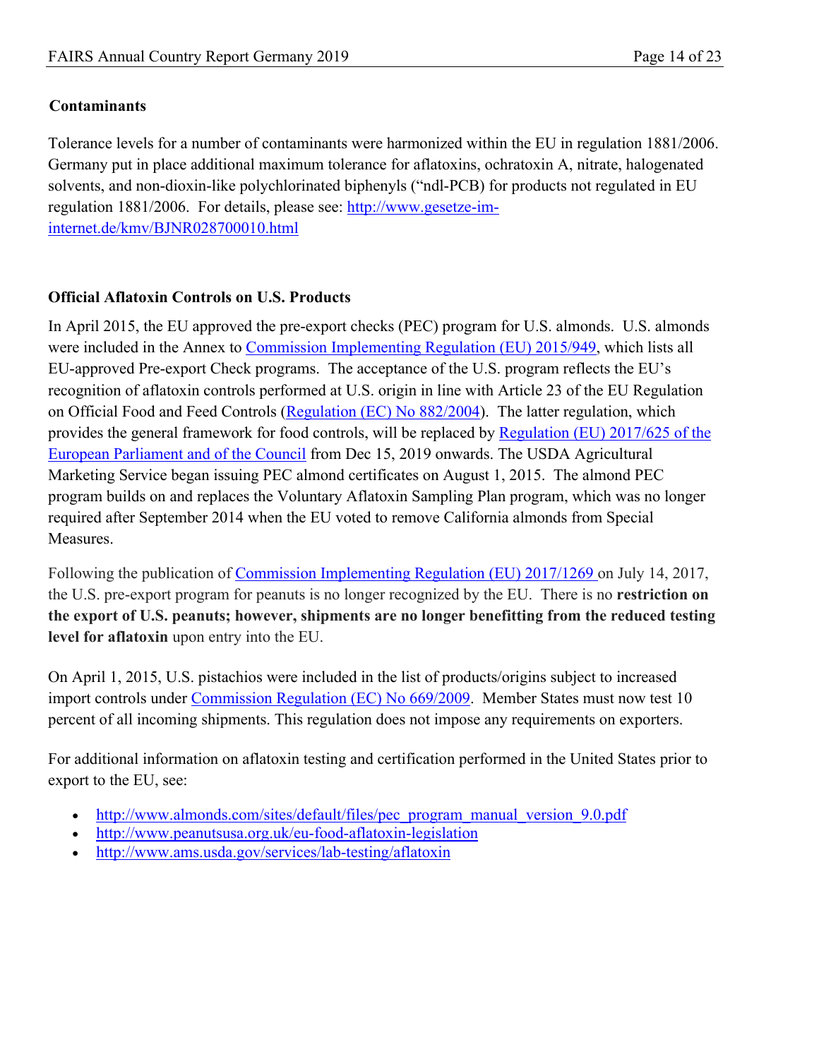**Contaminants**

Tolerance levels for a number of contaminants were harmonized within the EU in regulation 1881/2006. Germany put in place additional maximum tolerance for aflatoxins, ochratoxin A, nitrate, halogenated solvents, and non-dioxin-like polychlorinated biphenyls ("ndl-PCB) for products not regulated in EU regulation 1881/2006. For details, please see: [http://www.gesetze-im-internet.de/kmv/BJNR028700010.html](http://www.gesetze-im-internet.de/kmv/BJNR028700010.html)

**Official Aflatoxin Controls on U.S. Products**

In April 2015, the EU approved the pre-export checks (PEC) program for U.S. almonds. U.S. almonds were included in the Annex to Commission Implementing Regulation (EU) 2015/949, which lists all EU-approved Pre-export Check programs. The acceptance of the U.S. program reflects the EU's recognition of aflatoxin controls performed at U.S. origin in line with Article 23 of the EU Regulation on Official Food and Feed Controls (Regulation (EC) No 882/2004). The latter regulation, which provides the general framework for food controls, will be replaced by Regulation (EU) 2017/625 of the European Parliament and of the Council from Dec 15, 2019 onwards. The USDA Agricultural Marketing Service began issuing PEC almond certificates on August 1, 2015. The almond PEC program builds on and replaces the Voluntary Aflatoxin Sampling Plan program, which was no longer required after September 2014 when the EU voted to remove California almonds from Special Measures.

Following the publication of Commission Implementing Regulation (EU) 2017/1269 on July 14, 2017, the U.S. pre-export program for peanuts is no longer recognized by the EU. There is no **restriction on the export of U.S. peanuts; however, shipments are no longer benefitting from the reduced testing level for aflatoxin** upon entry into the EU.

On April 1, 2015, U.S. pistachios were included in the list of products/origins subject to increased import controls under Commission Regulation (EC) No 669/2009. Member States must now test 10 percent of all incoming shipments. This regulation does not impose any requirements on exporters.

For additional information on aflatoxin testing and certification performed in the United States prior to export to the EU, see:

- [http://www.almonds.com/sites/default/files/pec_program_manual_version_9.0.pdf](http://www.almonds.com/sites/default/files/pec_program_manual_version_9.0.pdf)
- [http://www.peanutsusa.org.uk/eu-food-aflatoxin-legislation](http://www.peanutsusa.org.uk/eu-food-aflatoxin-legislation)
- [http://www.ams.usda.gov/services/lab-testing/aflatoxin](http://www.ams.usda.gov/services/lab-testing/aflatoxin)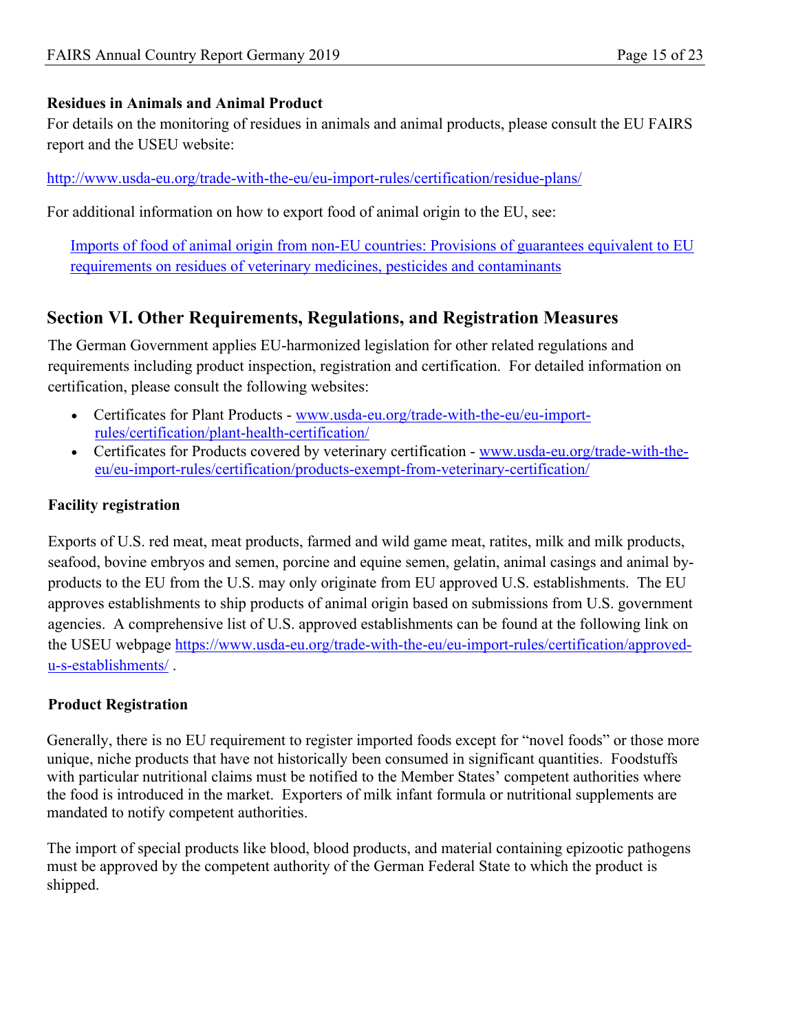### Residues in Animals and Animal Product

For details on the monitoring of residues in animals and animal products, please consult the EU FAIRS report and the USEU website:

http://www.usda-eu.org/trade-with-the-eu/eu-import-rules/certification/residue-plans/

For additional information on how to export food of animal origin to the EU, see:

> Imports of food of animal origin from non-EU countries: Provisions of guarantees equivalent to EU requirements on residues of veterinary medicines, pesticides and contaminants

## Section VI. Other Requirements, Regulations, and Registration Measures

The German Government applies EU-harmonized legislation for other related regulations and requirements including product inspection, registration and certification. For detailed information on certification, please consult the following websites:

- Certificates for Plant Products - www.usda-eu.org/trade-with-the-eu/eu-import-rules/certification/plant-health-certification/
- Certificates for Products covered by veterinary certification - www.usda-eu.org/trade-with-the-eu/eu-import-rules/certification/products-exempt-from-veterinary-certification/

### Facility registration

Exports of U.S. red meat, meat products, farmed and wild game meat, ratites, milk and milk products, seafood, bovine embryos and semen, porcine and equine semen, gelatin, animal casings and animal by-products to the EU from the U.S. may only originate from EU approved U.S. establishments. The EU approves establishments to ship products of animal origin based on submissions from U.S. government agencies. A comprehensive list of U.S. approved establishments can be found at the following link on the USEU webpage https://www.usda-eu.org/trade-with-the-eu/eu-import-rules/certification/approved-u-s-establishments/ .

### Product Registration

Generally, there is no EU requirement to register imported foods except for "novel foods" or those more unique, niche products that have not historically been consumed in significant quantities. Foodstuffs with particular nutritional claims must be notified to the Member States' competent authorities where the food is introduced in the market. Exporters of milk infant formula or nutritional supplements are mandated to notify competent authorities.

The import of special products like blood, blood products, and material containing epizootic pathogens must be approved by the competent authority of the German Federal State to which the product is shipped.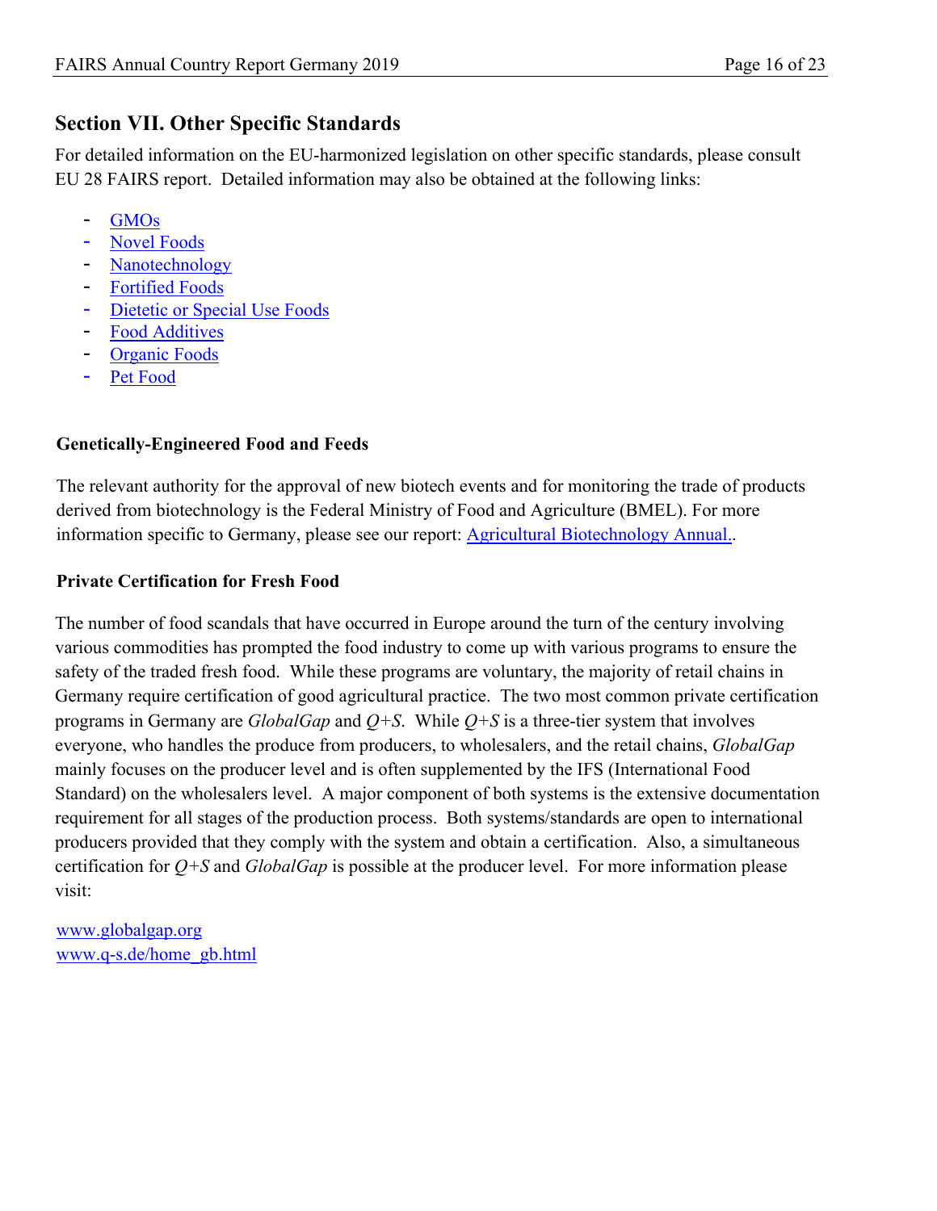## Section VII. Other Specific Standards

For detailed information on the EU-harmonized legislation on other specific standards, please consult EU 28 FAIRS report. Detailed information may also be obtained at the following links:

- GMOs
- Novel Foods
- Nanotechnology
- Fortified Foods
- Dietetic or Special Use Foods
- Food Additives
- Organic Foods
- Pet Food

**Genetically-Engineered Food and Feeds**

The relevant authority for the approval of new biotech events and for monitoring the trade of products derived from biotechnology is the Federal Ministry of Food and Agriculture (BMEL). For more information specific to Germany, please see our report: Agricultural Biotechnology Annual..

**Private Certification for Fresh Food**

The number of food scandals that have occurred in Europe around the turn of the century involving various commodities has prompted the food industry to come up with various programs to ensure the safety of the traded fresh food. While these programs are voluntary, the majority of retail chains in Germany require certification of good agricultural practice. The two most common private certification programs in Germany are *GlobalGap* and *Q+S*. While *Q+S* is a three-tier system that involves everyone, who handles the produce from producers, to wholesalers, and the retail chains, *GlobalGap* mainly focuses on the producer level and is often supplemented by the IFS (International Food Standard) on the wholesalers level. A major component of both systems is the extensive documentation requirement for all stages of the production process. Both systems/standards are open to international producers provided that they comply with the system and obtain a certification. Also, a simultaneous certification for *Q+S* and *GlobalGap* is possible at the producer level. For more information please visit:

www.globalgap.org
www.q-s.de/home_gb.html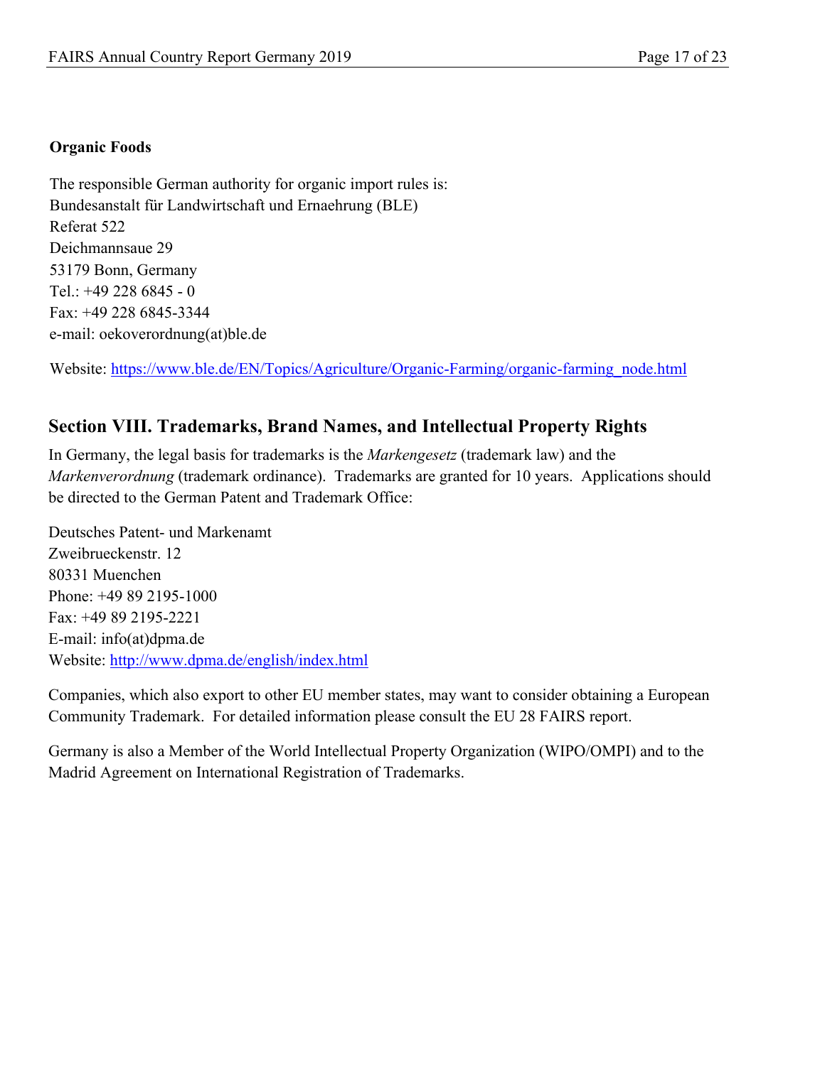**Organic Foods**

The responsible German authority for organic import rules is:
Bundesanstalt für Landwirtschaft und Ernaehrung (BLE)
Referat 522
Deichmannsaue 29
53179 Bonn, Germany
Tel.: +49 228 6845 - 0
Fax: +49 228 6845-3344
e-mail: oekoverordnung(at)ble.de

Website: [https://www.ble.de/EN/Topics/Agriculture/Organic-Farming/organic-farming_node.html](https://www.ble.de/EN/Topics/Agriculture/Organic-Farming/organic-farming_node.html)

## Section VIII. Trademarks, Brand Names, and Intellectual Property Rights

In Germany, the legal basis for trademarks is the *Markengesetz* (trademark law) and the *Markenverordnung* (trademark ordinance). Trademarks are granted for 10 years. Applications should be directed to the German Patent and Trademark Office:

Deutsches Patent- und Markenamt
Zweibrueckenstr. 12
80331 Muenchen
Phone: +49 89 2195-1000
Fax: +49 89 2195-2221
E-mail: info(at)dpma.de
Website: [http://www.dpma.de/english/index.html](http://www.dpma.de/english/index.html)

Companies, which also export to other EU member states, may want to consider obtaining a European Community Trademark. For detailed information please consult the EU 28 FAIRS report.

Germany is also a Member of the World Intellectual Property Organization (WIPO/OMPI) and to the Madrid Agreement on International Registration of Trademarks.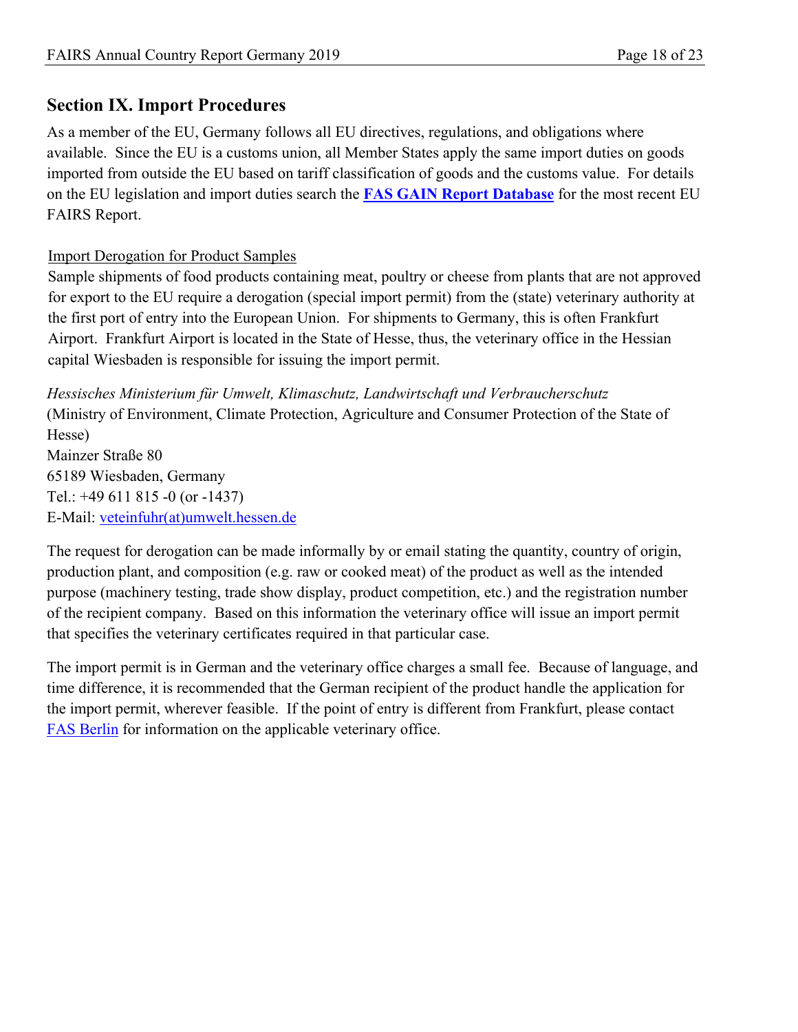## Section IX. Import Procedures

As a member of the EU, Germany follows all EU directives, regulations, and obligations where available. Since the EU is a customs union, all Member States apply the same import duties on goods imported from outside the EU based on tariff classification of goods and the customs value. For details on the EU legislation and import duties search the **FAS GAIN Report Database** for the most recent EU FAIRS Report.

Import Derogation for Product Samples

Sample shipments of food products containing meat, poultry or cheese from plants that are not approved for export to the EU require a derogation (special import permit) from the (state) veterinary authority at the first port of entry into the European Union. For shipments to Germany, this is often Frankfurt Airport. Frankfurt Airport is located in the State of Hesse, thus, the veterinary office in the Hessian capital Wiesbaden is responsible for issuing the import permit.

*Hessisches Ministerium für Umwelt, Klimaschutz, Landwirtschaft und Verbraucherschutz*
(Ministry of Environment, Climate Protection, Agriculture and Consumer Protection of the State of Hesse)
Mainzer Straße 80
65189 Wiesbaden, Germany
Tel.: +49 611 815 -0 (or -1437)
E-Mail: veteinfuhr(at)umwelt.hessen.de

The request for derogation can be made informally by or email stating the quantity, country of origin, production plant, and composition (e.g. raw or cooked meat) of the product as well as the intended purpose (machinery testing, trade show display, product competition, etc.) and the registration number of the recipient company. Based on this information the veterinary office will issue an import permit that specifies the veterinary certificates required in that particular case.

The import permit is in German and the veterinary office charges a small fee. Because of language, and time difference, it is recommended that the German recipient of the product handle the application for the import permit, wherever feasible. If the point of entry is different from Frankfurt, please contact FAS Berlin for information on the applicable veterinary office.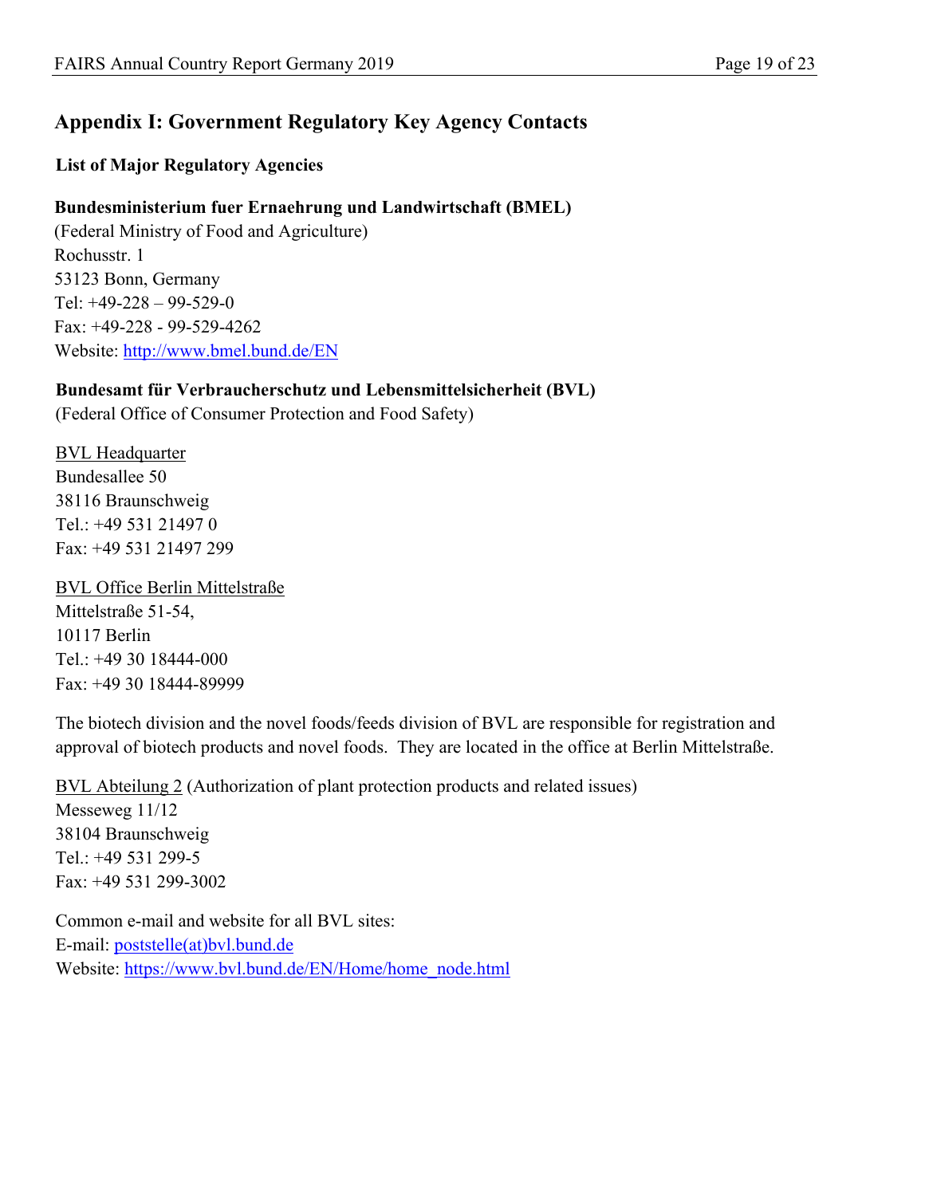## Appendix I: Government Regulatory Key Agency Contacts

### List of Major Regulatory Agencies

**Bundesministerium fuer Ernaehrung und Landwirtschaft (BMEL)**
(Federal Ministry of Food and Agriculture)
Rochusstr. 1
53123 Bonn, Germany
Tel: +49-228 – 99-529-0
Fax: +49-228 - 99-529-4262
Website: [http://www.bmel.bund.de/EN](http://www.bmel.bund.de/EN)

**Bundesamt für Verbraucherschutz und Lebensmittelsicherheit (BVL)**
(Federal Office of Consumer Protection and Food Safety)

BVL Headquarter
Bundesallee 50
38116 Braunschweig
Tel.: +49 531 21497 0
Fax: +49 531 21497 299

BVL Office Berlin Mittelstraße
Mittelstraße 51-54,
10117 Berlin
Tel.: +49 30 18444-000
Fax: +49 30 18444-89999

The biotech division and the novel foods/feeds division of BVL are responsible for registration and approval of biotech products and novel foods. They are located in the office at Berlin Mittelstraße.

BVL Abteilung 2 (Authorization of plant protection products and related issues)
Messeweg 11/12
38104 Braunschweig
Tel.: +49 531 299-5
Fax: +49 531 299-3002

Common e-mail and website for all BVL sites:
E-mail: poststelle(at)bvl.bund.de
Website: [https://www.bvl.bund.de/EN/Home/home_node.html](https://www.bvl.bund.de/EN/Home/home_node.html)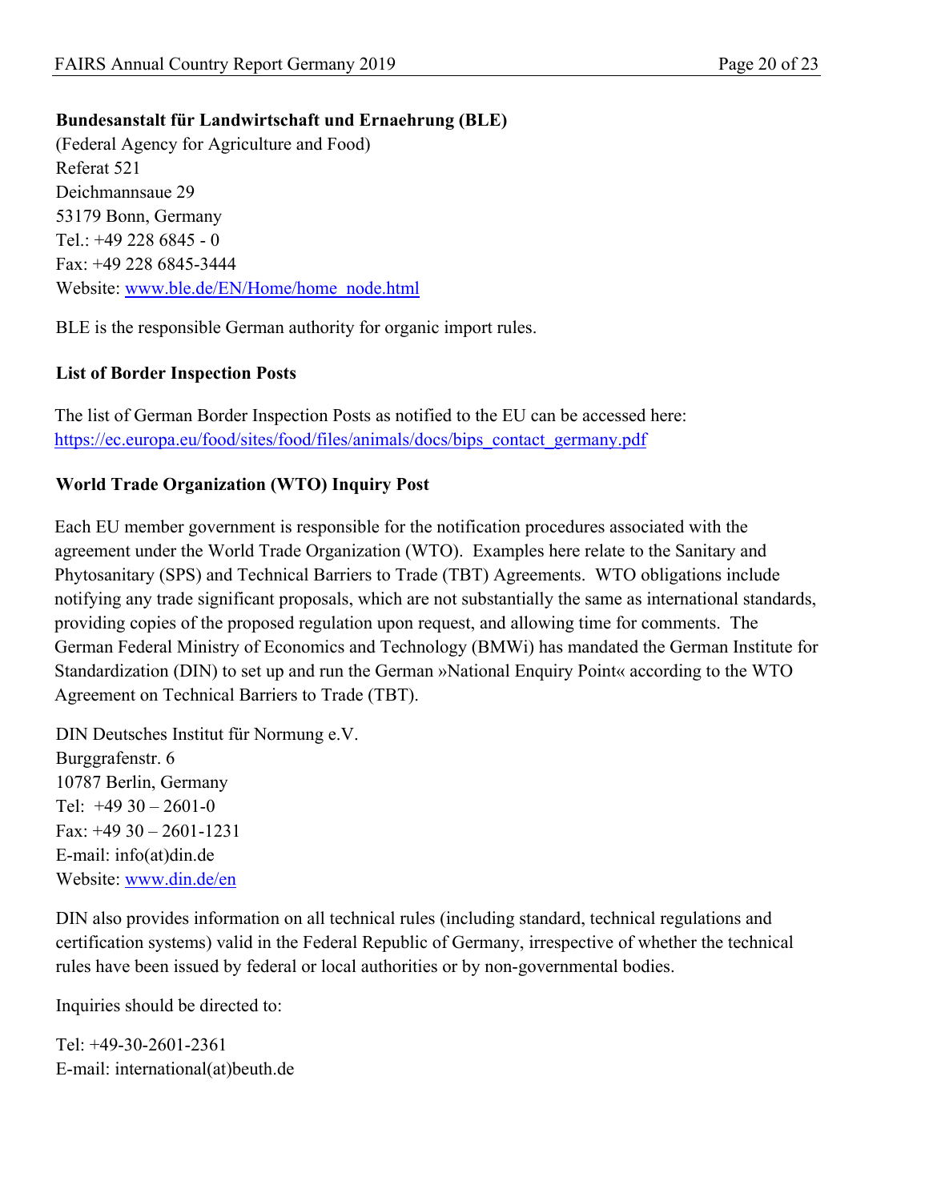**Bundesanstalt für Landwirtschaft und Ernaehrung (BLE)**
(Federal Agency for Agriculture and Food)
Referat 521
Deichmannsaue 29
53179 Bonn, Germany
Tel.: +49 228 6845 - 0
Fax: +49 228 6845-3444
Website: [www.ble.de/EN/Home/home_node.html](www.ble.de/EN/Home/home_node.html)

BLE is the responsible German authority for organic import rules.

**List of Border Inspection Posts**

The list of German Border Inspection Posts as notified to the EU can be accessed here: [https://ec.europa.eu/food/sites/food/files/animals/docs/bips_contact_germany.pdf](https://ec.europa.eu/food/sites/food/files/animals/docs/bips_contact_germany.pdf)

**World Trade Organization (WTO) Inquiry Post**

Each EU member government is responsible for the notification procedures associated with the agreement under the World Trade Organization (WTO). Examples here relate to the Sanitary and Phytosanitary (SPS) and Technical Barriers to Trade (TBT) Agreements. WTO obligations include notifying any trade significant proposals, which are not substantially the same as international standards, providing copies of the proposed regulation upon request, and allowing time for comments. The German Federal Ministry of Economics and Technology (BMWi) has mandated the German Institute for Standardization (DIN) to set up and run the German »National Enquiry Point« according to the WTO Agreement on Technical Barriers to Trade (TBT).

DIN Deutsches Institut für Normung e.V.
Burggrafenstr. 6
10787 Berlin, Germany
Tel: +49 30 – 2601-0
Fax: +49 30 – 2601-1231
E-mail: info(at)din.de
Website: [www.din.de/en](www.din.de/en)

DIN also provides information on all technical rules (including standard, technical regulations and certification systems) valid in the Federal Republic of Germany, irrespective of whether the technical rules have been issued by federal or local authorities or by non-governmental bodies.

Inquiries should be directed to:

Tel: +49-30-2601-2361
E-mail: international(at)beuth.de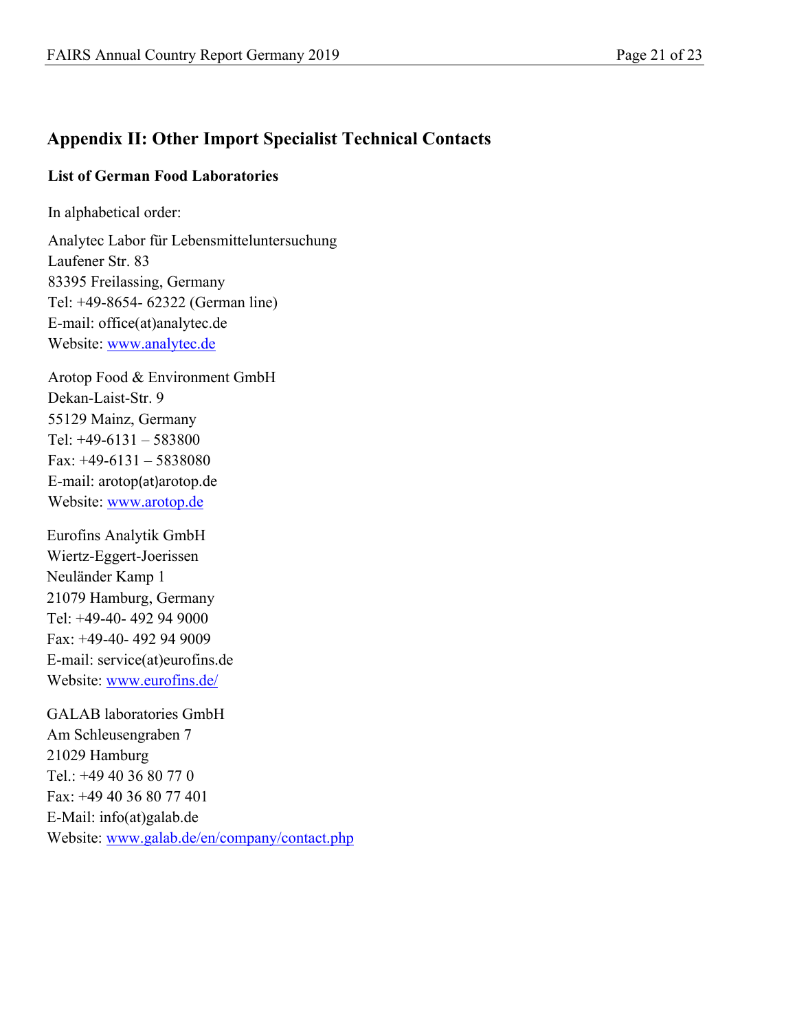## Appendix II: Other Import Specialist Technical Contacts

**List of German Food Laboratories**

In alphabetical order:

Analytec Labor für Lebensmitteluntersuchung
Laufener Str. 83
83395 Freilassing, Germany
Tel: +49-8654- 62322 (German line)
E-mail: office(at)analytec.de
Website: www.analytec.de

Arotop Food & Environment GmbH
Dekan-Laist-Str. 9
55129 Mainz, Germany
Tel: +49-6131 – 583800
Fax: +49-6131 – 5838080
E-mail: arotop(at)arotop.de
Website: www.arotop.de

Eurofins Analytik GmbH
Wiertz-Eggert-Joerissen
Neuländer Kamp 1
21079 Hamburg, Germany
Tel: +49-40- 492 94 9000
Fax: +49-40- 492 94 9009
E-mail: service(at)eurofins.de
Website: www.eurofins.de/

GALAB laboratories GmbH
Am Schleusengraben 7
21029 Hamburg
Tel.: +49 40 36 80 77 0
Fax: +49 40 36 80 77 401
E-Mail: info(at)galab.de
Website: www.galab.de/en/company/contact.php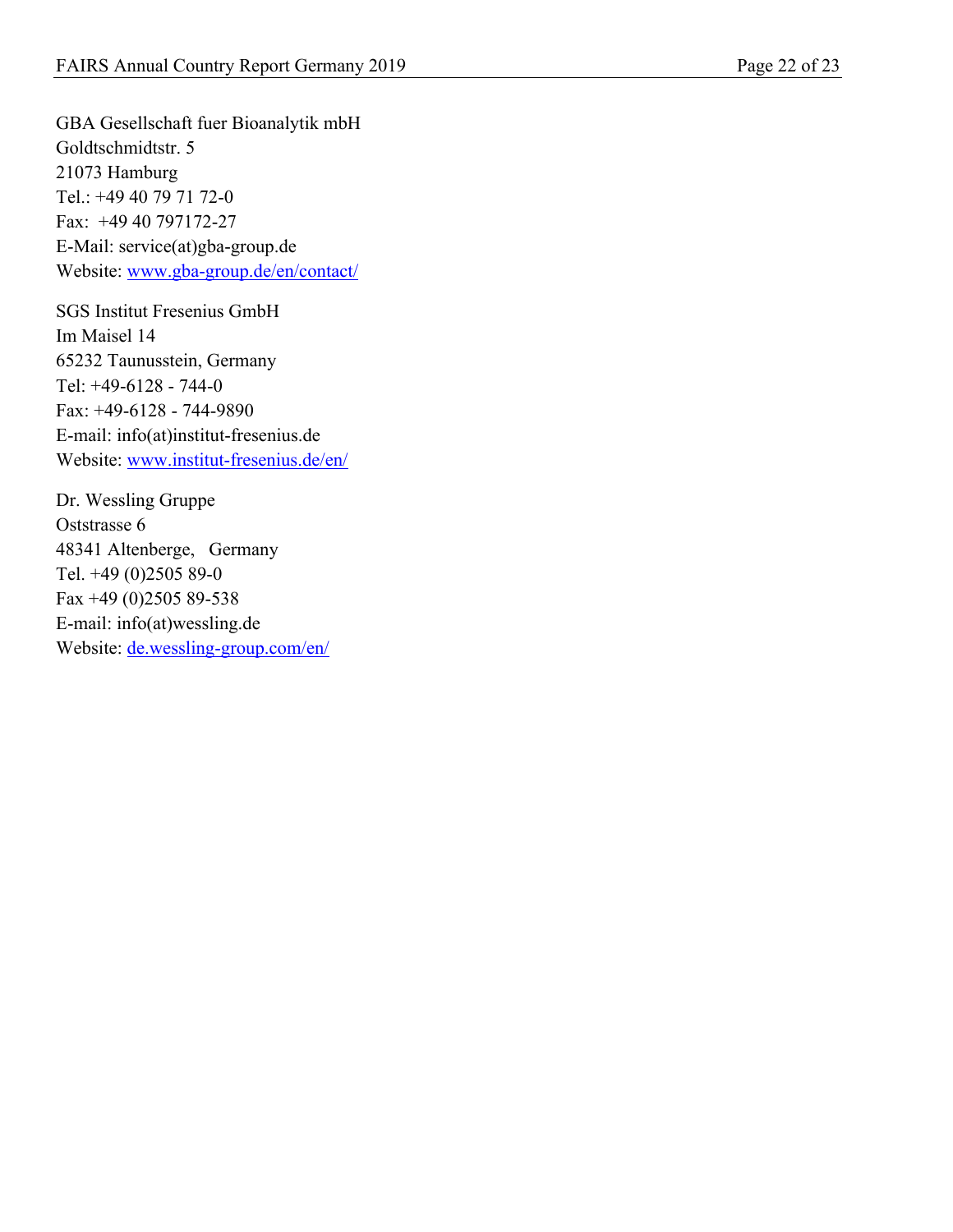GBA Gesellschaft fuer Bioanalytik mbH
Goldtschmidtstr. 5
21073 Hamburg
Tel.: +49 40 79 71 72-0
Fax: +49 40 797172-27
E-Mail: service(at)gba-group.de
Website: [www.gba-group.de/en/contact/](www.gba-group.de/en/contact/)

SGS Institut Fresenius GmbH
Im Maisel 14
65232 Taunusstein, Germany
Tel: +49-6128 - 744-0
Fax: +49-6128 - 744-9890
E-mail: info(at)institut-fresenius.de
Website: [www.institut-fresenius.de/en/](www.institut-fresenius.de/en/)

Dr. Wessling Gruppe
Oststrasse 6
48341 Altenberge, Germany
Tel. +49 (0)2505 89-0
Fax +49 (0)2505 89-538
E-mail: info(at)wessling.de
Website: [de.wessling-group.com/en/](de.wessling-group.com/en/)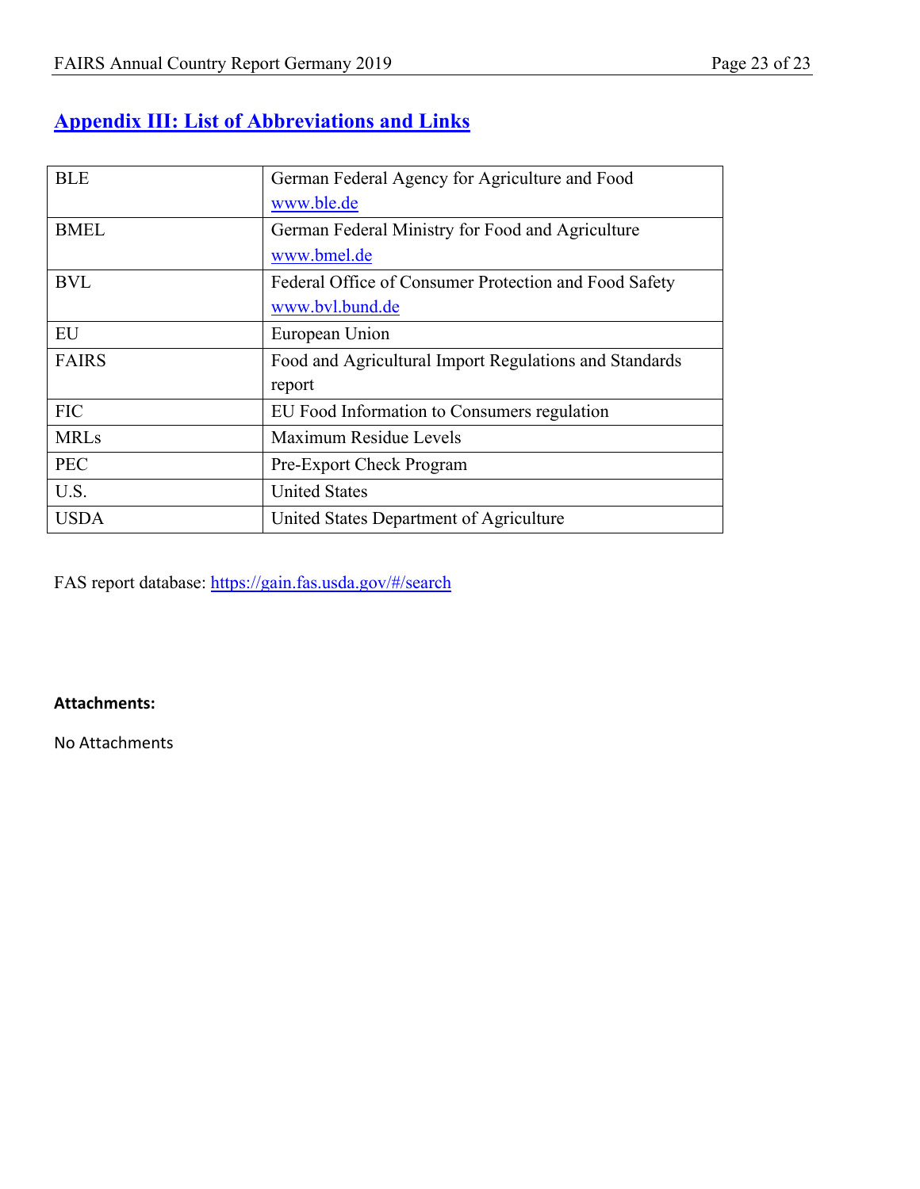## Appendix III: List of Abbreviations and Links

| | |
|---|---|
| BLE | German Federal Agency for Agriculture and Food www.ble.de |
| BMEL | German Federal Ministry for Food and Agriculture www.bmel.de |
| BVL | Federal Office of Consumer Protection and Food Safety www.bvl.bund.de |
| EU | European Union |
| FAIRS | Food and Agricultural Import Regulations and Standards report |
| FIC | EU Food Information to Consumers regulation |
| MRLs | Maximum Residue Levels |
| PEC | Pre-Export Check Program |
| U.S. | United States |
| USDA | United States Department of Agriculture |

FAS report database: https://gain.fas.usda.gov/#/search

**Attachments:**

No Attachments